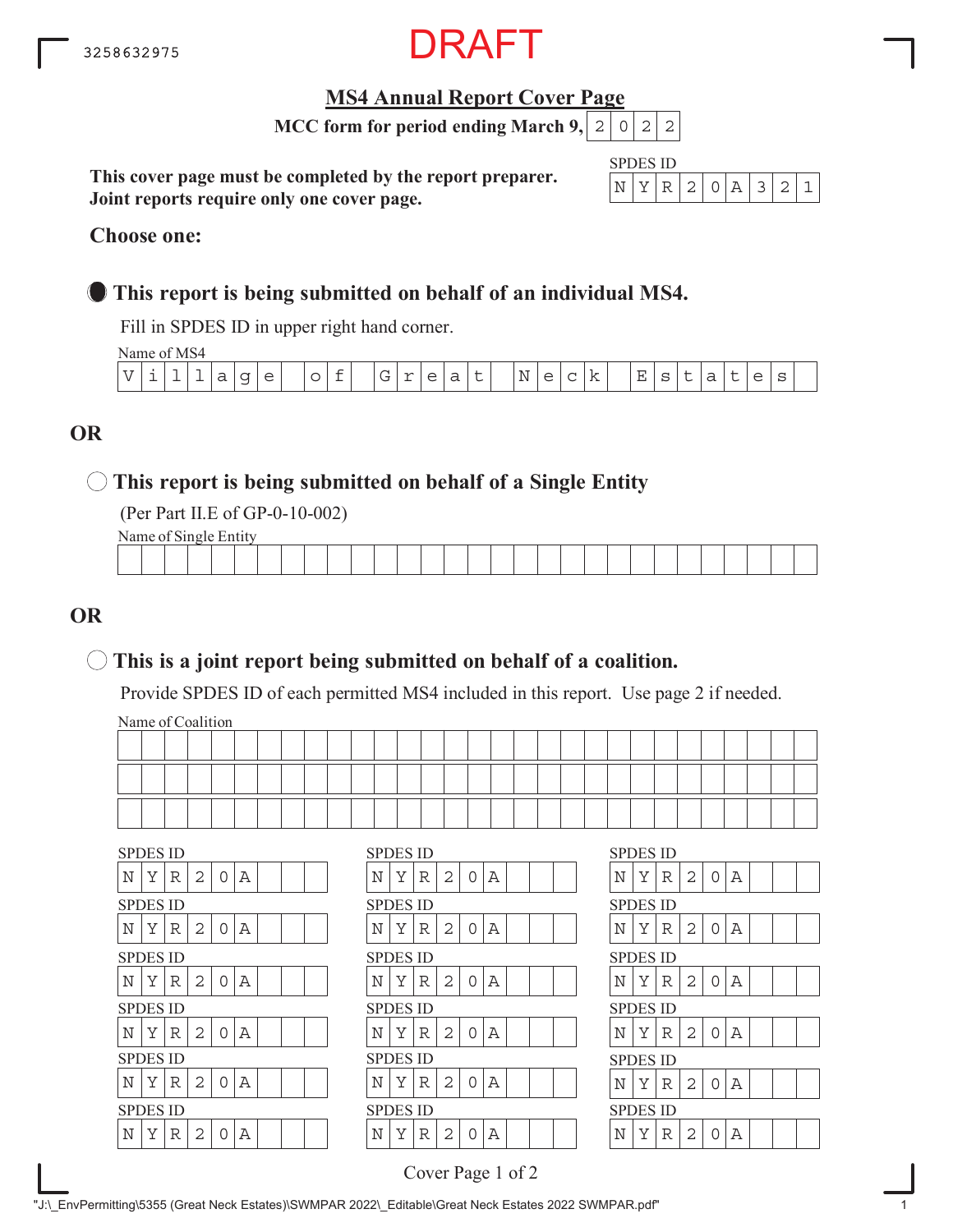3258632975

DRAFT

# MS4 Annual Report Cover Page

**MCC form for period ending March 9, 2022**

**This cover page must be completed by the report preparer.**
**Joint reports require only one cover page.**

SPDES ID: NYR20A321

**Choose one:**

● **This report is being submitted on behalf of an individual MS4.**

Fill in SPDES ID in upper right hand corner.

Name of MS4: Villlage of Great Neck Estates

**OR**

○ **This report is being submitted on behalf of a Single Entity**

(Per Part II.E of GP-0-10-002)

Name of Single Entity:

**OR**

○ **This is a joint report being submitted on behalf of a coalition.**

Provide SPDES ID of each permitted MS4 included in this report. Use page 2 if needed.

Name of Coalition:

| SPDES ID | SPDES ID | SPDES ID |
|---|---|---|
| NYR20A | NYR20A | NYR20A |
| NYR20A | NYR20A | NYR20A |
| NYR20A | NYR20A | NYR20A |
| NYR20A | NYR20A | NYR20A |
| NYR20A | NYR20A | NYR20A |
| NYR20A | NYR20A | NYR20A |

"J:\_EnvPermitting\5355 (Great Neck Estates)\SWMPAR 2022\_Editable\Great Neck Estates 2022 SWMPAR.pdf"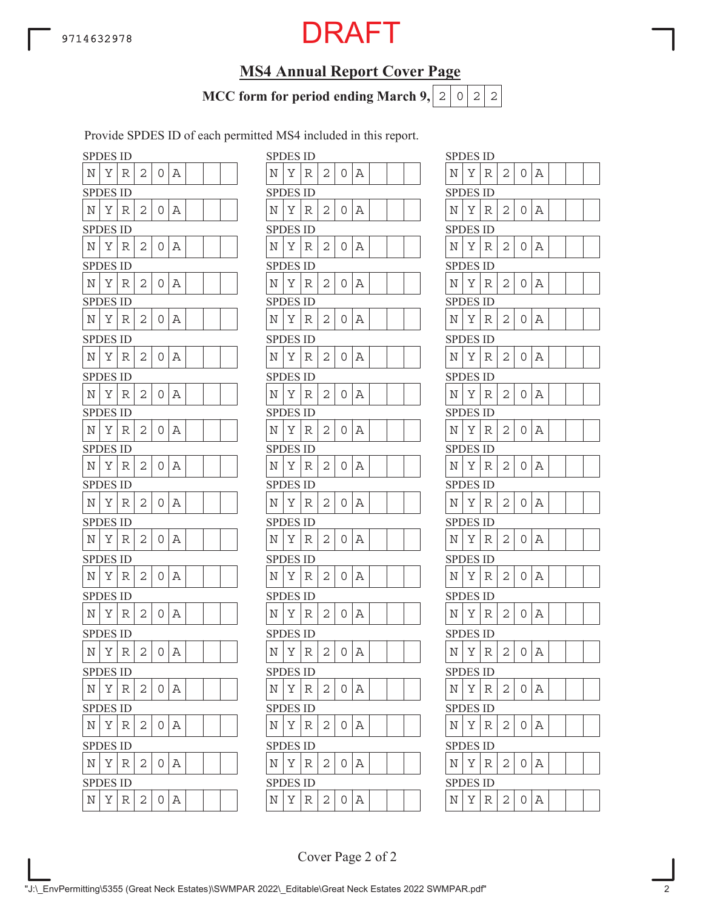9714632978

DRAFT

## MS4 Annual Report Cover Page

**MCC form for period ending March 9, 2022**

Provide SPDES ID of each permitted MS4 included in this report.

| SPDES ID | SPDES ID | SPDES ID |
|---|---|---|
| NYR20A | NYR20A | NYR20A |
| NYR20A | NYR20A | NYR20A |
| NYR20A | NYR20A | NYR20A |
| NYR20A | NYR20A | NYR20A |
| NYR20A | NYR20A | NYR20A |
| NYR20A | NYR20A | NYR20A |
| NYR20A | NYR20A | NYR20A |
| NYR20A | NYR20A | NYR20A |
| NYR20A | NYR20A | NYR20A |
| NYR20A | NYR20A | NYR20A |
| NYR20A | NYR20A | NYR20A |
| NYR20A | NYR20A | NYR20A |
| NYR20A | NYR20A | NYR20A |
| NYR20A | NYR20A | NYR20A |
| NYR20A | NYR20A | NYR20A |
| NYR20A | NYR20A | NYR20A |
| NYR20A | NYR20A | NYR20A |
| NYR20A | NYR20A | NYR20A |

Cover Page 2 of 2

"J:\_EnvPermitting\5355 (Great Neck Estates)\SWMPAR 2022\_Editable\Great Neck Estates 2022 SWMPAR.pdf"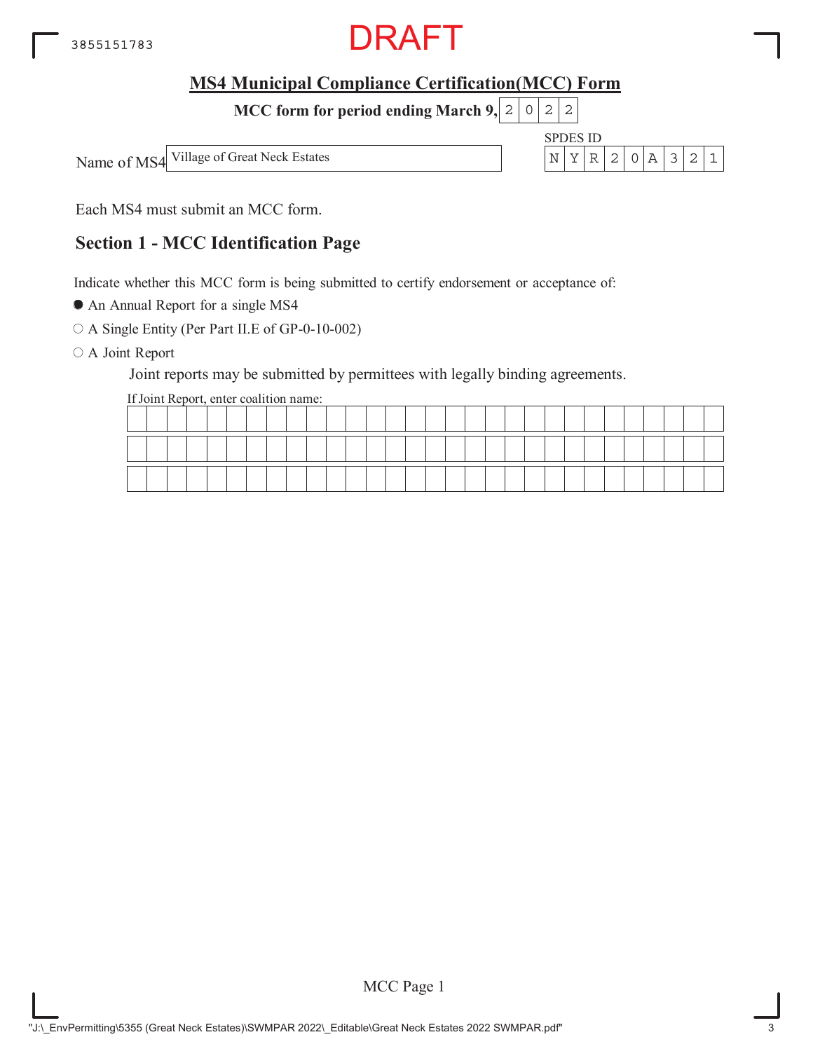DRAFT

## MS4 Municipal Compliance Certification(MCC) Form

**MCC form for period ending March 9, 2022**

Name of MS4: Village of Great Neck Estates

SPDES ID: NYR20A321

Each MS4 must submit an MCC form.

## Section 1 - MCC Identification Page

Indicate whether this MCC form is being submitted to certify endorsement or acceptance of:

- ● An Annual Report for a single MS4
- ○ A Single Entity (Per Part II.E of GP-0-10-002)
- ○ A Joint Report

  Joint reports may be submitted by permittees with legally binding agreements.

  If Joint Report, enter coalition name: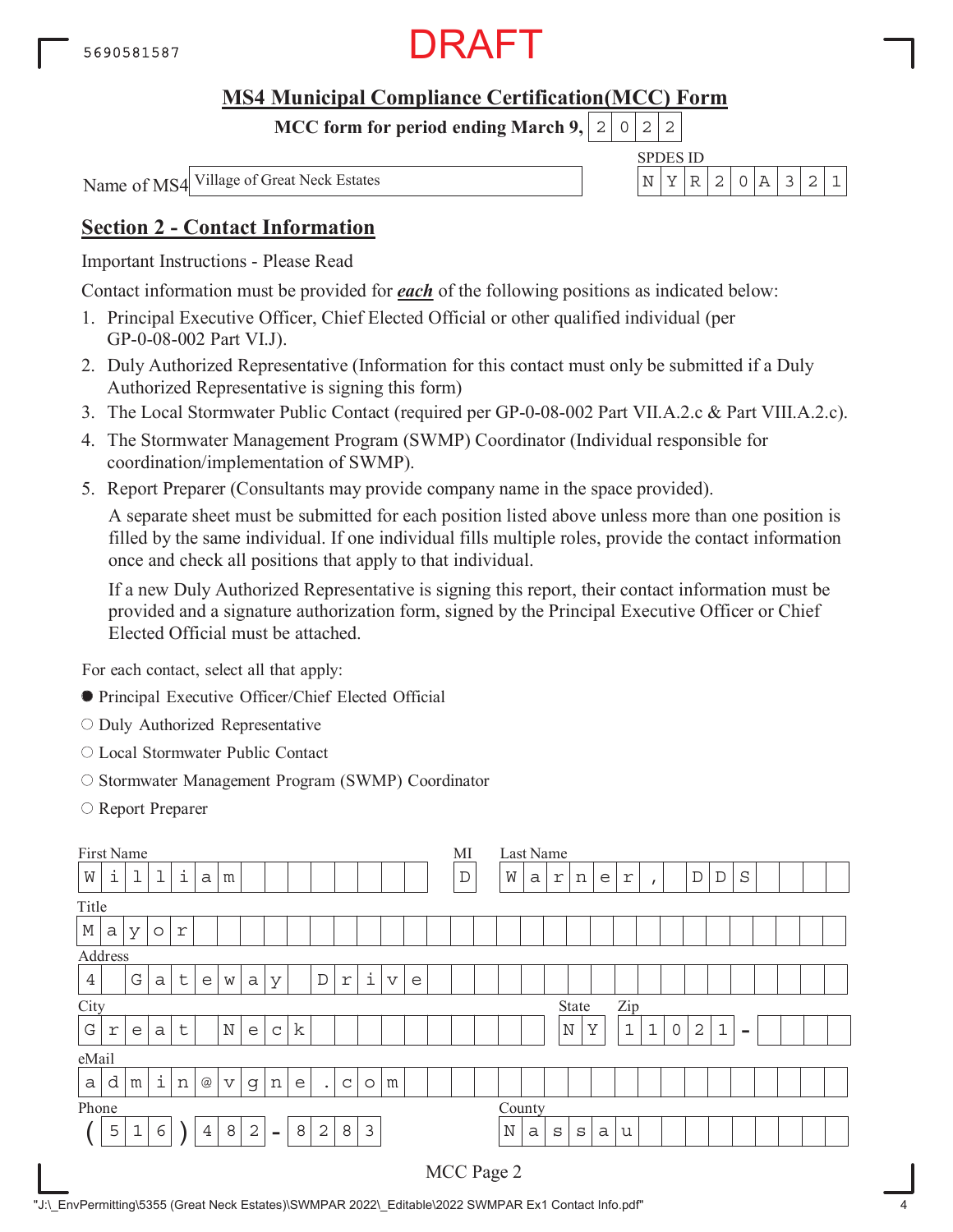5690581587

DRAFT

## MS4 Municipal Compliance Certification(MCC) Form

**MCC form for period ending March 9, 2022**

Name of MS4: Village of Great Neck Estates

SPDES ID: NYR20A321

## Section 2 - Contact Information

Important Instructions - Please Read

Contact information must be provided for ***each*** of the following positions as indicated below:

1. Principal Executive Officer, Chief Elected Official or other qualified individual (per GP-0-08-002 Part VI.J).
2. Duly Authorized Representative (Information for this contact must only be submitted if a Duly Authorized Representative is signing this form)
3. The Local Stormwater Public Contact (required per GP-0-08-002 Part VII.A.2.c & Part VIII.A.2.c).
4. The Stormwater Management Program (SWMP) Coordinator (Individual responsible for coordination/implementation of SWMP).
5. Report Preparer (Consultants may provide company name in the space provided).

   A separate sheet must be submitted for each position listed above unless more than one position is filled by the same individual. If one individual fills multiple roles, provide the contact information once and check all positions that apply to that individual.

   If a new Duly Authorized Representative is signing this report, their contact information must be provided and a signature authorization form, signed by the Principal Executive Officer or Chief Elected Official must be attached.

For each contact, select all that apply:

- ● Principal Executive Officer/Chief Elected Official
- ○ Duly Authorized Representative
- ○ Local Stormwater Public Contact
- ○ Stormwater Management Program (SWMP) Coordinator
- ○ Report Preparer

| Field | Value |
|---|---|
| First Name | William |
| MI | D |
| Last Name | Warner, DDS |
| Title | Mayor |
| Address | 4 Gateway Drive |
| City | Great Neck |
| State | NY |
| Zip | 11021- |
| eMail | admin@vgne.com |
| Phone | (516) 482-8283 |
| County | Nassau |

MCC Page 2

"J:\_EnvPermitting\5355 (Great Neck Estates)\SWMPAR 2022\_Editable\2022 SWMPAR Ex1 Contact Info.pdf"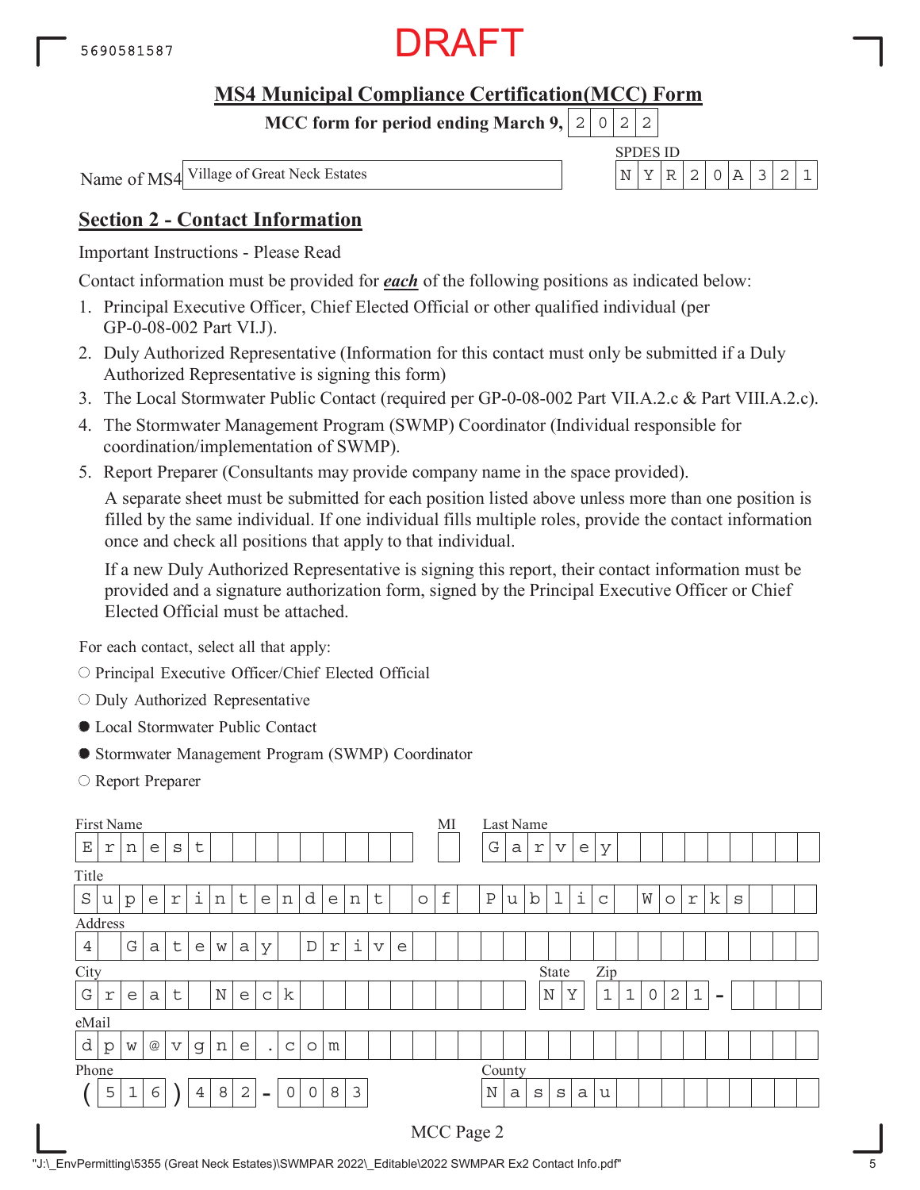DRAFT

## MS4 Municipal Compliance Certification(MCC) Form

**MCC form for period ending March 9, 2022**

Name of MS4: Village of Great Neck Estates

SPDES ID: NYR20A321

## Section 2 - Contact Information

Important Instructions - Please Read

Contact information must be provided for ***each*** of the following positions as indicated below:

1. Principal Executive Officer, Chief Elected Official or other qualified individual (per GP-0-08-002 Part VI.J).
2. Duly Authorized Representative (Information for this contact must only be submitted if a Duly Authorized Representative is signing this form)
3. The Local Stormwater Public Contact (required per GP-0-08-002 Part VII.A.2.c & Part VIII.A.2.c).
4. The Stormwater Management Program (SWMP) Coordinator (Individual responsible for coordination/implementation of SWMP).
5. Report Preparer (Consultants may provide company name in the space provided).

   A separate sheet must be submitted for each position listed above unless more than one position is filled by the same individual. If one individual fills multiple roles, provide the contact information once and check all positions that apply to that individual.

   If a new Duly Authorized Representative is signing this report, their contact information must be provided and a signature authorization form, signed by the Principal Executive Officer or Chief Elected Official must be attached.

For each contact, select all that apply:

- ○ Principal Executive Officer/Chief Elected Official
- ○ Duly Authorized Representative
- ● Local Stormwater Public Contact
- ● Stormwater Management Program (SWMP) Coordinator
- ○ Report Preparer

| Field | Value |
|---|---|
| First Name | Ernest |
| MI | |
| Last Name | Garvey |
| Title | Superintendent of Public Works |
| Address | 4 Gateway Drive |
| City | Great Neck |
| State | NY |
| Zip | 11021- |
| eMail | dpw@vgne.com |
| Phone | (516) 482-0083 |
| County | Nassau |

MCC Page 2

"J:\_EnvPermitting\5355 (Great Neck Estates)\SWMPAR 2022\_Editable\2022 SWMPAR Ex2 Contact Info.pdf"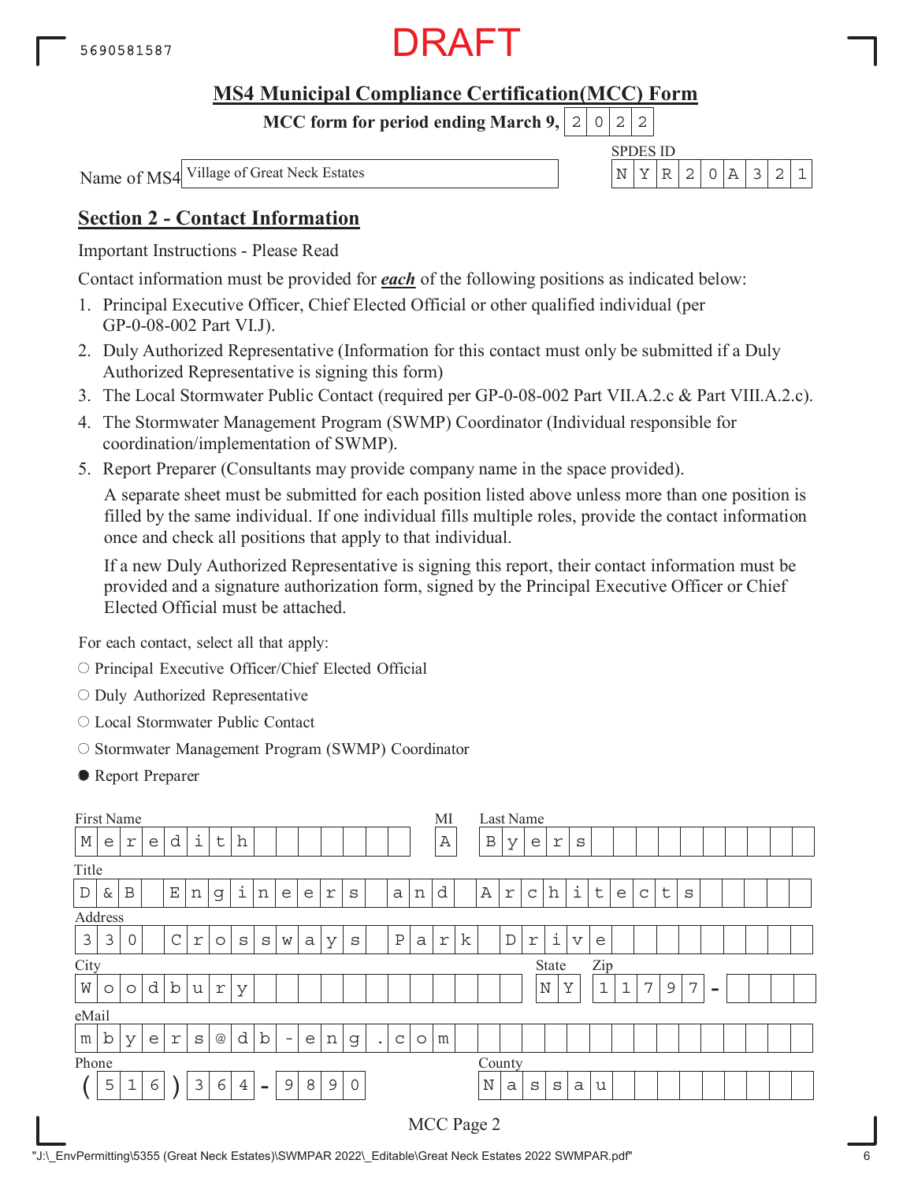5690581587

DRAFT

## MS4 Municipal Compliance Certification(MCC) Form

**MCC form for period ending March 9, 2022**

Name of MS4: Village of Great Neck Estates

SPDES ID: NYR20A321

## Section 2 - Contact Information

Important Instructions - Please Read

Contact information must be provided for ***each*** of the following positions as indicated below:

1. Principal Executive Officer, Chief Elected Official or other qualified individual (per GP-0-08-002 Part VI.J).
2. Duly Authorized Representative (Information for this contact must only be submitted if a Duly Authorized Representative is signing this form)
3. The Local Stormwater Public Contact (required per GP-0-08-002 Part VII.A.2.c & Part VIII.A.2.c).
4. The Stormwater Management Program (SWMP) Coordinator (Individual responsible for coordination/implementation of SWMP).
5. Report Preparer (Consultants may provide company name in the space provided).

   A separate sheet must be submitted for each position listed above unless more than one position is filled by the same individual. If one individual fills multiple roles, provide the contact information once and check all positions that apply to that individual.

   If a new Duly Authorized Representative is signing this report, their contact information must be provided and a signature authorization form, signed by the Principal Executive Officer or Chief Elected Official must be attached.

For each contact, select all that apply:

- ○ Principal Executive Officer/Chief Elected Official
- ○ Duly Authorized Representative
- ○ Local Stormwater Public Contact
- ○ Stormwater Management Program (SWMP) Coordinator
- ● Report Preparer

First Name: Meredith
MI: A
Last Name: Byers

Title: D & B Engineers and Architects

Address: 330 Crossways Park Drive

City: Woodbury
State: NY
Zip: 11797 -

eMail: mbyers@db-eng.com

Phone: (516) 364 - 9890

County: Nassau

MCC Page 2

"J:\_EnvPermitting\5355 (Great Neck Estates)\SWMPAR 2022\_Editable\Great Neck Estates 2022 SWMPAR.pdf"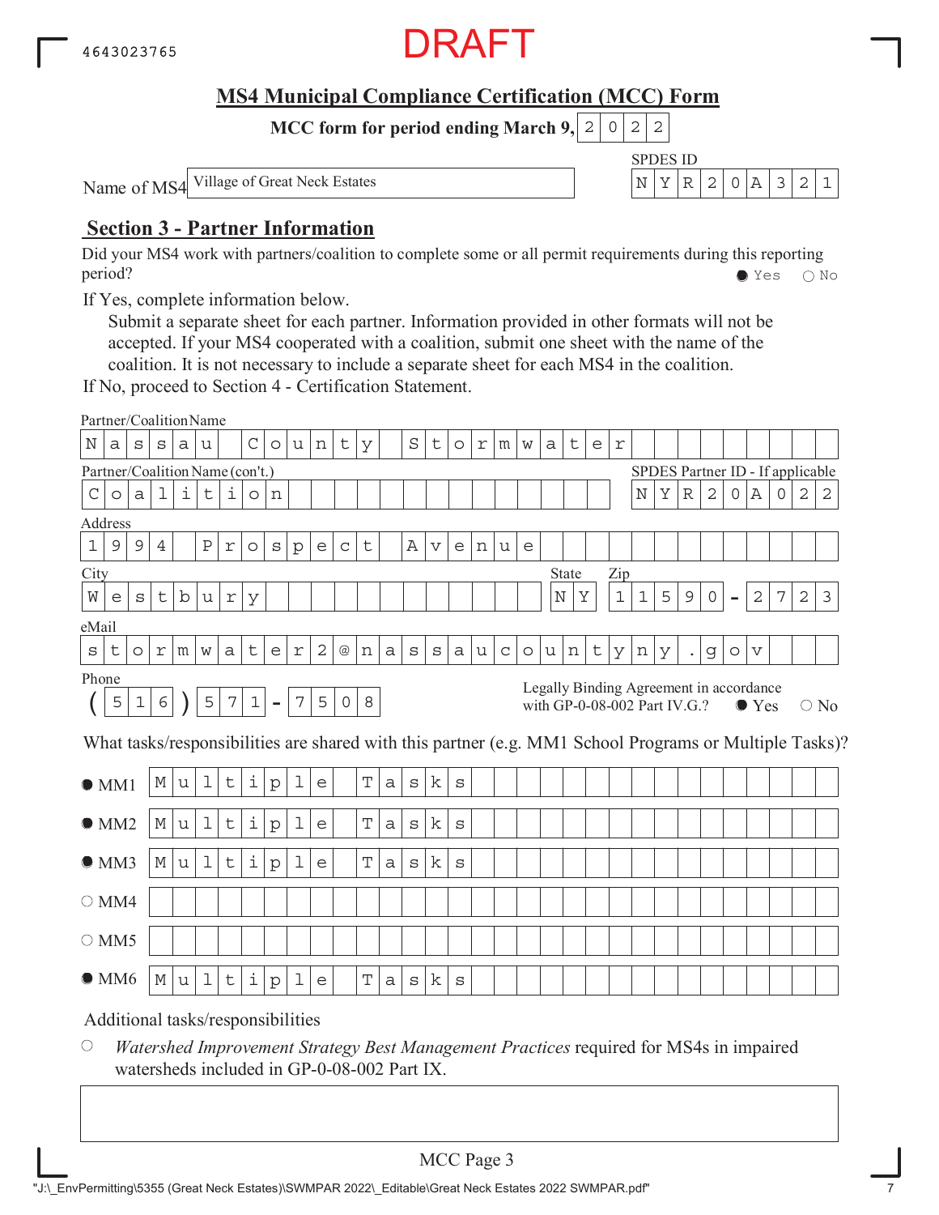4643023765

DRAFT

# MS4 Municipal Compliance Certification (MCC) Form

**MCC form for period ending March 9, 2022**

Name of MS4: Village of Great Neck Estates

SPDES ID: NYR20A321

## Section 3 - Partner Information

Did your MS4 work with partners/coalition to complete some or all permit requirements during this reporting period? ● Yes ○ No

If Yes, complete information below.

Submit a separate sheet for each partner. Information provided in other formats will not be accepted. If your MS4 cooperated with a coalition, submit one sheet with the name of the coalition. It is not necessary to include a separate sheet for each MS4 in the coalition.

If No, proceed to Section 4 - Certification Statement.

Partner/Coalition Name: Nassau County Stormwater

Partner/Coalition Name (con't.): Coalition

SPDES Partner ID - If applicable: NYR20A022

Address: 1994 Prospect Avenue

City: Westbury

State: NY

Zip: 11590-2723

eMail: stormwater2@nassaucountyny.gov

Phone: (516) 571-7508

Legally Binding Agreement in accordance with GP-0-08-002 Part IV.G.? ● Yes ○ No

What tasks/responsibilities are shared with this partner (e.g. MM1 School Programs or Multiple Tasks)?

- ● MM1: Multiple Tasks
- ● MM2: Multiple Tasks
- ● MM3: Multiple Tasks
- ○ MM4:
- ○ MM5:
- ● MM6: Multiple Tasks

Additional tasks/responsibilities

○ *Watershed Improvement Strategy Best Management Practices* required for MS4s in impaired watersheds included in GP-0-08-002 Part IX.

MCC Page 3

"J:\_EnvPermitting\5355 (Great Neck Estates)\SWMPAR 2022\_Editable\Great Neck Estates 2022 SWMPAR.pdf"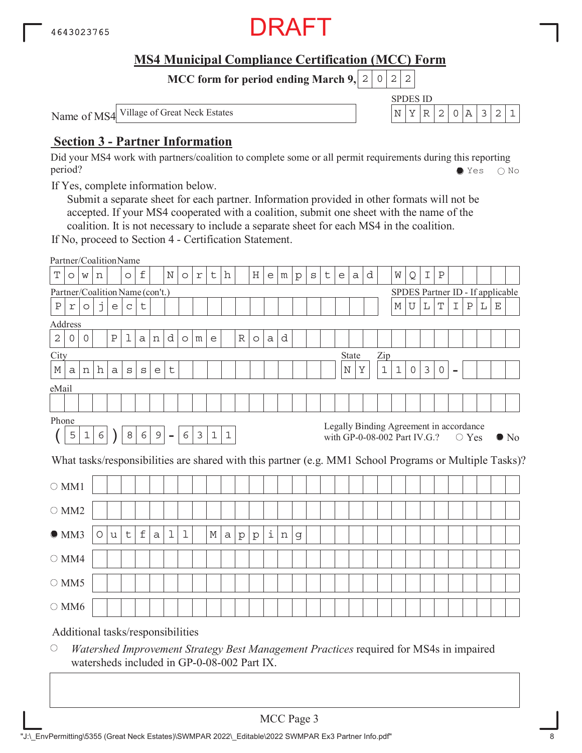4643023765

DRAFT

# MS4 Municipal Compliance Certification (MCC) Form

**MCC form for period ending March 9, 2022**

Name of MS4: Village of Great Neck Estates

SPDES ID: NYR20A321

## Section 3 - Partner Information

Did your MS4 work with partners/coalition to complete some or all permit requirements during this reporting period? ● Yes ○ No

If Yes, complete information below.

Submit a separate sheet for each partner. Information provided in other formats will not be accepted. If your MS4 cooperated with a coalition, submit one sheet with the name of the coalition. It is not necessary to include a separate sheet for each MS4 in the coalition.

If No, proceed to Section 4 - Certification Statement.

Partner/Coalition Name: Town of North Hempstead WQIP

Partner/Coalition Name (con't.): Project

SPDES Partner ID - If applicable: MULTIPLE

Address: 200 Plandome Road

City: Manhasset

State: NY

Zip: 11030 -

eMail:

Phone: (516) 869 - 6311

Legally Binding Agreement in accordance with GP-0-08-002 Part IV.G.? ○ Yes ● No

What tasks/responsibilities are shared with this partner (e.g. MM1 School Programs or Multiple Tasks)?

○ MM1

○ MM2

● MM3 Outfall Mapping

○ MM4

○ MM5

○ MM6

Additional tasks/responsibilities

○ *Watershed Improvement Strategy Best Management Practices* required for MS4s in impaired watersheds included in GP-0-08-002 Part IX.

MCC Page 3

"J:\_EnvPermitting\5355 (Great Neck Estates)\SWMPAR 2022\_Editable\2022 SWMPAR Ex3 Partner Info.pdf"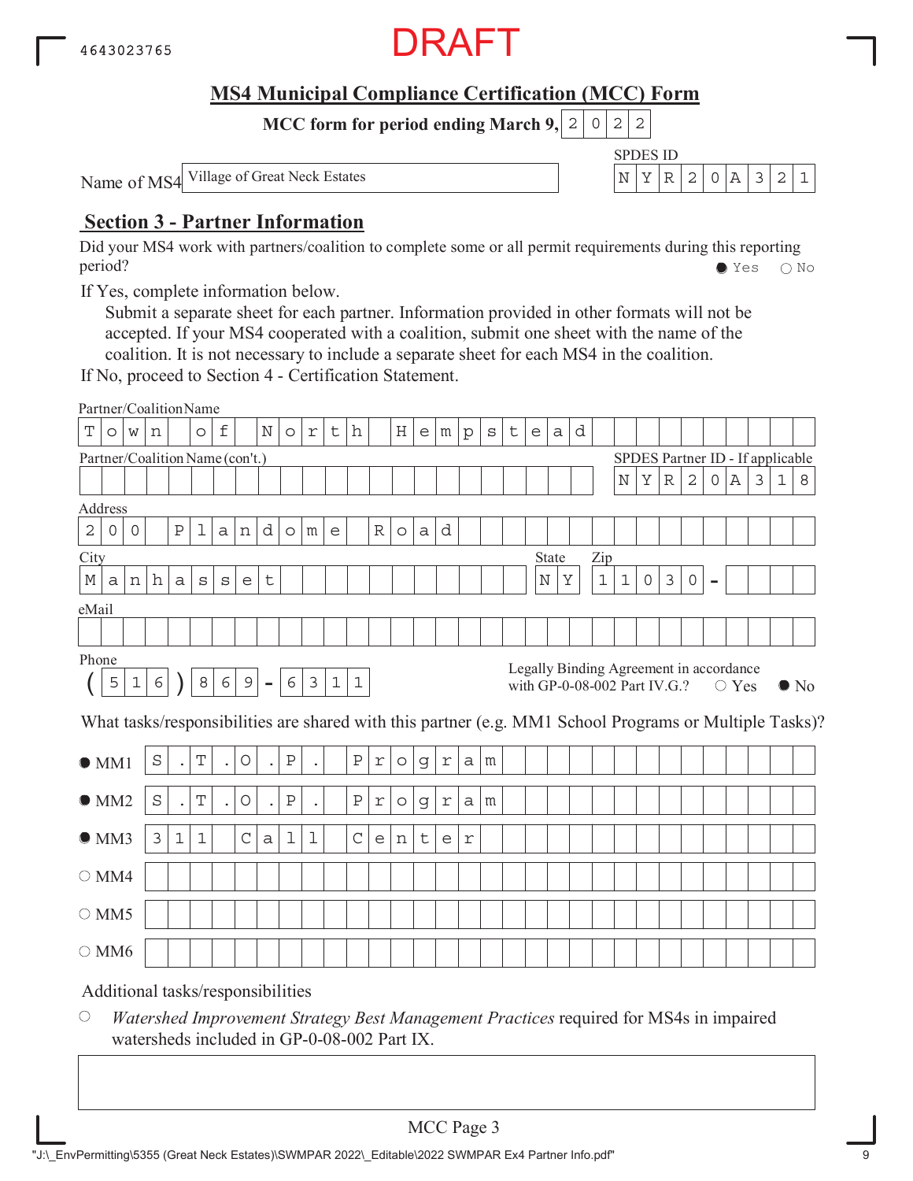4643023765

DRAFT

## MS4 Municipal Compliance Certification (MCC) Form

**MCC form for period ending March 9, 2022**

Name of MS4: Village of Great Neck Estates

SPDES ID: NYR20A321

## Section 3 - Partner Information

Did your MS4 work with partners/coalition to complete some or all permit requirements during this reporting period? ● Yes ○ No

If Yes, complete information below.

Submit a separate sheet for each partner. Information provided in other formats will not be accepted. If your MS4 cooperated with a coalition, submit one sheet with the name of the coalition. It is not necessary to include a separate sheet for each MS4 in the coalition.

If No, proceed to Section 4 - Certification Statement.

Partner/Coalition Name: Town of North Hempstead

Partner/Coalition Name (con't.):

SPDES Partner ID - If applicable: NYR20A318

Address: 200 Plandome Road

City: Manhasset

State: NY

Zip: 11030 -

eMail:

Phone: (516) 869-6311

Legally Binding Agreement in accordance with GP-0-08-002 Part IV.G.? ○ Yes ● No

What tasks/responsibilities are shared with this partner (e.g. MM1 School Programs or Multiple Tasks)?

| | | |
|---|---|---|
| ● | MM1 | S.T.O.P. Program |
| ● | MM2 | S.T.O.P. Program |
| ● | MM3 | 311 Call Center |
| ○ | MM4 | |
| ○ | MM5 | |
| ○ | MM6 | |

Additional tasks/responsibilities

○ *Watershed Improvement Strategy Best Management Practices* required for MS4s in impaired watersheds included in GP-0-08-002 Part IX.

MCC Page 3

"J:\_EnvPermitting\5355 (Great Neck Estates)\SWMPAR 2022\_Editable\2022 SWMPAR Ex4 Partner Info.pdf"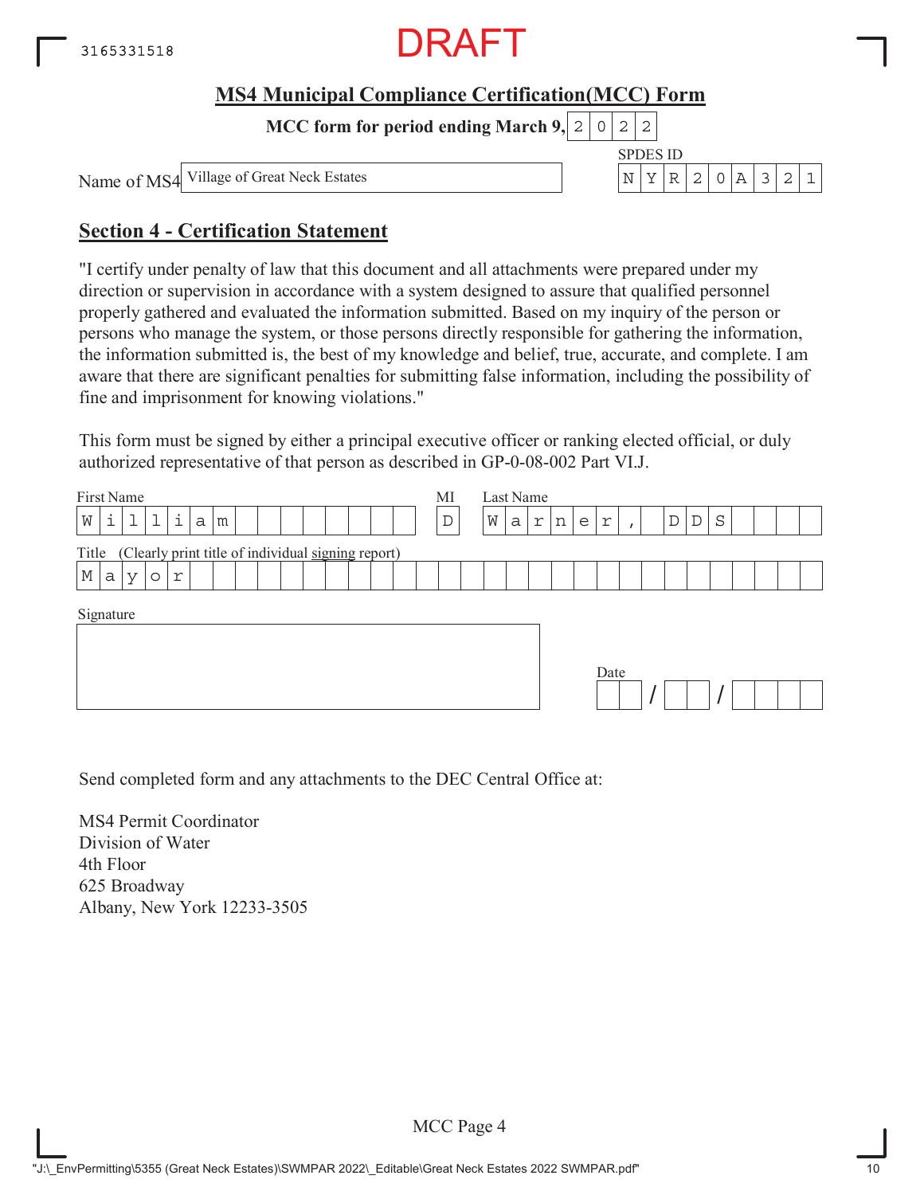3165331518

DRAFT

## MS4 Municipal Compliance Certification(MCC) Form

**MCC form for period ending March 9, 2022**

Name of MS4: Village of Great Neck Estates

SPDES ID: NYR20A321

## Section 4 - Certification Statement

"I certify under penalty of law that this document and all attachments were prepared under my direction or supervision in accordance with a system designed to assure that qualified personnel properly gathered and evaluated the information submitted. Based on my inquiry of the person or persons who manage the system, or those persons directly responsible for gathering the information, the information submitted is, the best of my knowledge and belief, true, accurate, and complete. I am aware that there are significant penalties for submitting false information, including the possibility of fine and imprisonment for knowing violations."

This form must be signed by either a principal executive officer or ranking elected official, or duly authorized representative of that person as described in GP-0-08-002 Part VI.J.

| First Name | MI | Last Name |
|---|---|---|
| William | D | Warner, DDS |

Title (Clearly print title of individual signing report)

Mayor

Signature

Date: __ / __ / ____

Send completed form and any attachments to the DEC Central Office at:

MS4 Permit Coordinator
Division of Water
4th Floor
625 Broadway
Albany, New York 12233-3505

MCC Page 4

"J:\_EnvPermitting\5355 (Great Neck Estates)\SWMPAR 2022\_Editable\Great Neck Estates 2022 SWMPAR.pdf"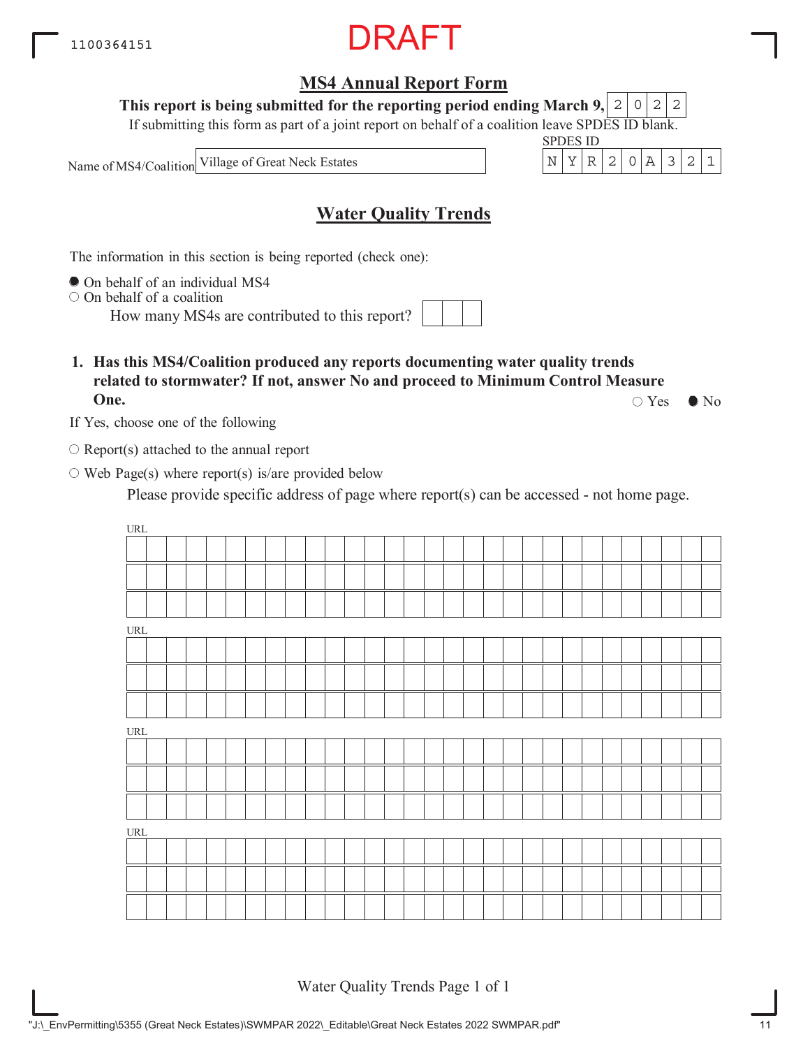1100364151

DRAFT

## MS4 Annual Report Form

**This report is being submitted for the reporting period ending March 9,** 2022

If submitting this form as part of a joint report on behalf of a coalition leave SPDES ID blank.

Name of MS4/Coalition: Village of Great Neck Estates

SPDES ID: NYR20A321

## Water Quality Trends

The information in this section is being reported (check one):

● On behalf of an individual MS4
○ On behalf of a coalition

How many MS4s are contributed to this report?

**1. Has this MS4/Coalition produced any reports documenting water quality trends related to stormwater? If not, answer No and proceed to Minimum Control Measure One.** ○ Yes ● No

If Yes, choose one of the following

○ Report(s) attached to the annual report

○ Web Page(s) where report(s) is/are provided below

Please provide specific address of page where report(s) can be accessed - not home page.

URL

URL

URL

URL

"J:\_EnvPermitting\5355 (Great Neck Estates)\SWMPAR 2022\_Editable\Great Neck Estates 2022 SWMPAR.pdf"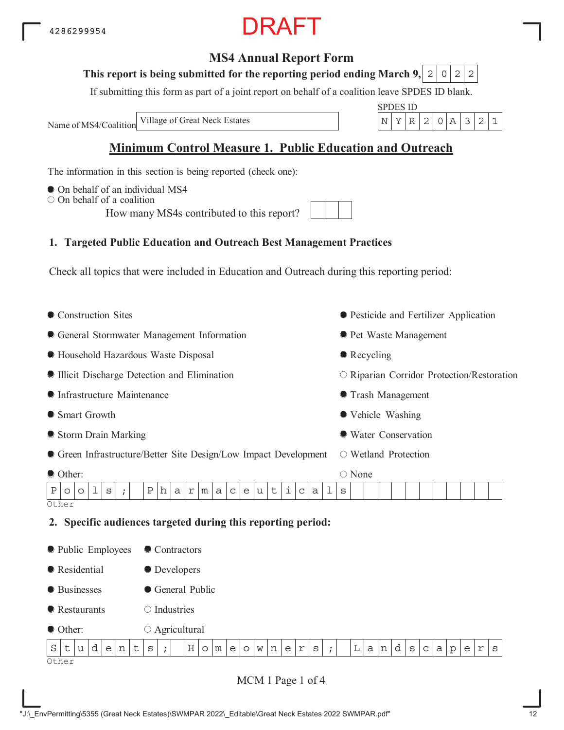4286299954

DRAFT

# MS4 Annual Report Form

**This report is being submitted for the reporting period ending March 9, 2022**

If submitting this form as part of a joint report on behalf of a coalition leave SPDES ID blank.

Name of MS4/Coalition: Village of Great Neck Estates

SPDES ID: NYR20A321

## Minimum Control Measure 1. Public Education and Outreach

The information in this section is being reported (check one):

- ● On behalf of an individual MS4
- ○ On behalf of a coalition

How many MS4s contributed to this report?

### 1. Targeted Public Education and Outreach Best Management Practices

Check all topics that were included in Education and Outreach during this reporting period:

- ● Construction Sites
- ● General Stormwater Management Information
- ● Household Hazardous Waste Disposal
- ● Illicit Discharge Detection and Elimination
- ● Infrastructure Maintenance
- ● Smart Growth
- ● Storm Drain Marking
- ● Green Infrastructure/Better Site Design/Low Impact Development
- ● Other:
- ● Pesticide and Fertilizer Application
- ● Pet Waste Management
- ● Recycling
- ○ Riparian Corridor Protection/Restoration
- ● Trash Management
- ● Vehicle Washing
- ● Water Conservation
- ○ Wetland Protection
- ○ None

Other: Pools; Pharmaceuticals

### 2. Specific audiences targeted during this reporting period:

- ● Public Employees
- ● Residential
- ● Businesses
- ● Restaurants
- ● Other:
- ● Contractors
- ● Developers
- ● General Public
- ○ Industries
- ○ Agricultural

Other: Students; Homeowners; Landscapers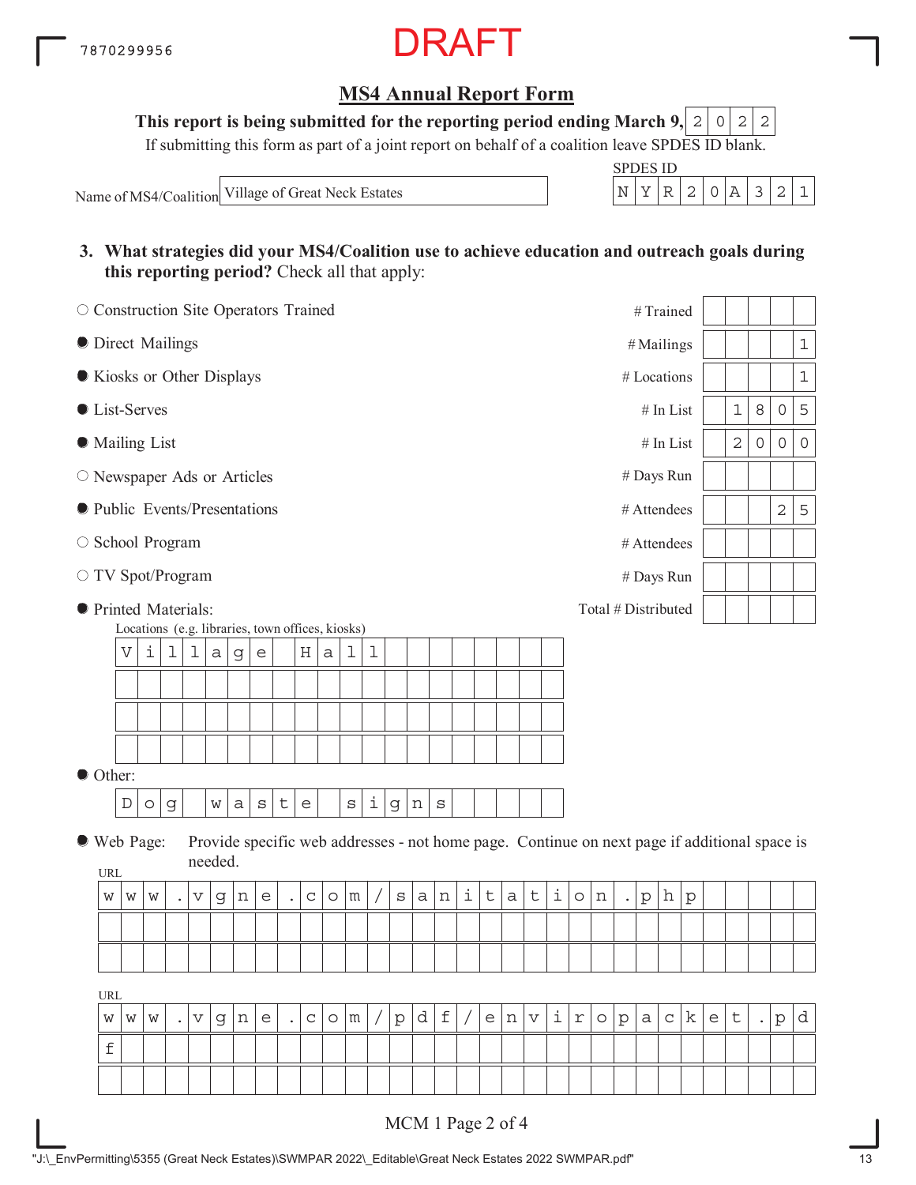7870299956

DRAFT

## MS4 Annual Report Form

**This report is being submitted for the reporting period ending March 9, 2022**

If submitting this form as part of a joint report on behalf of a coalition leave SPDES ID blank.

Name of MS4/Coalition: Village of Great Neck Estates

SPDES ID: NYR20A321

**3. What strategies did your MS4/Coalition use to achieve education and outreach goals during this reporting period?** Check all that apply:

| Strategy | Selected | Measure | Value |
|---|---|---|---|
| Construction Site Operators Trained | ○ | # Trained | |
| Direct Mailings | ● | # Mailings | 1 |
| Kiosks or Other Displays | ● | # Locations | 1 |
| List-Serves | ● | # In List | 1805 |
| Mailing List | ● | # In List | 2000 |
| Newspaper Ads or Articles | ○ | # Days Run | |
| Public Events/Presentations | ● | # Attendees | 25 |
| School Program | ○ | # Attendees | |
| TV Spot/Program | ○ | # Days Run | |
| Printed Materials | ● | Total # Distributed | |

Printed Materials Locations (e.g. libraries, town offices, kiosks):
- Village Hall

● Other:
- Dog waste signs

● Web Page: Provide specific web addresses - not home page. Continue on next page if additional space is needed.

URL: www.vgne.com/sanitation.php

URL: www.vgne.com/pdf/enviropacket.pdf

MCM 1 Page 2 of 4

"J:\_EnvPermitting\5355 (Great Neck Estates)\SWMPAR 2022\_Editable\Great Neck Estates 2022 SWMPAR.pdf"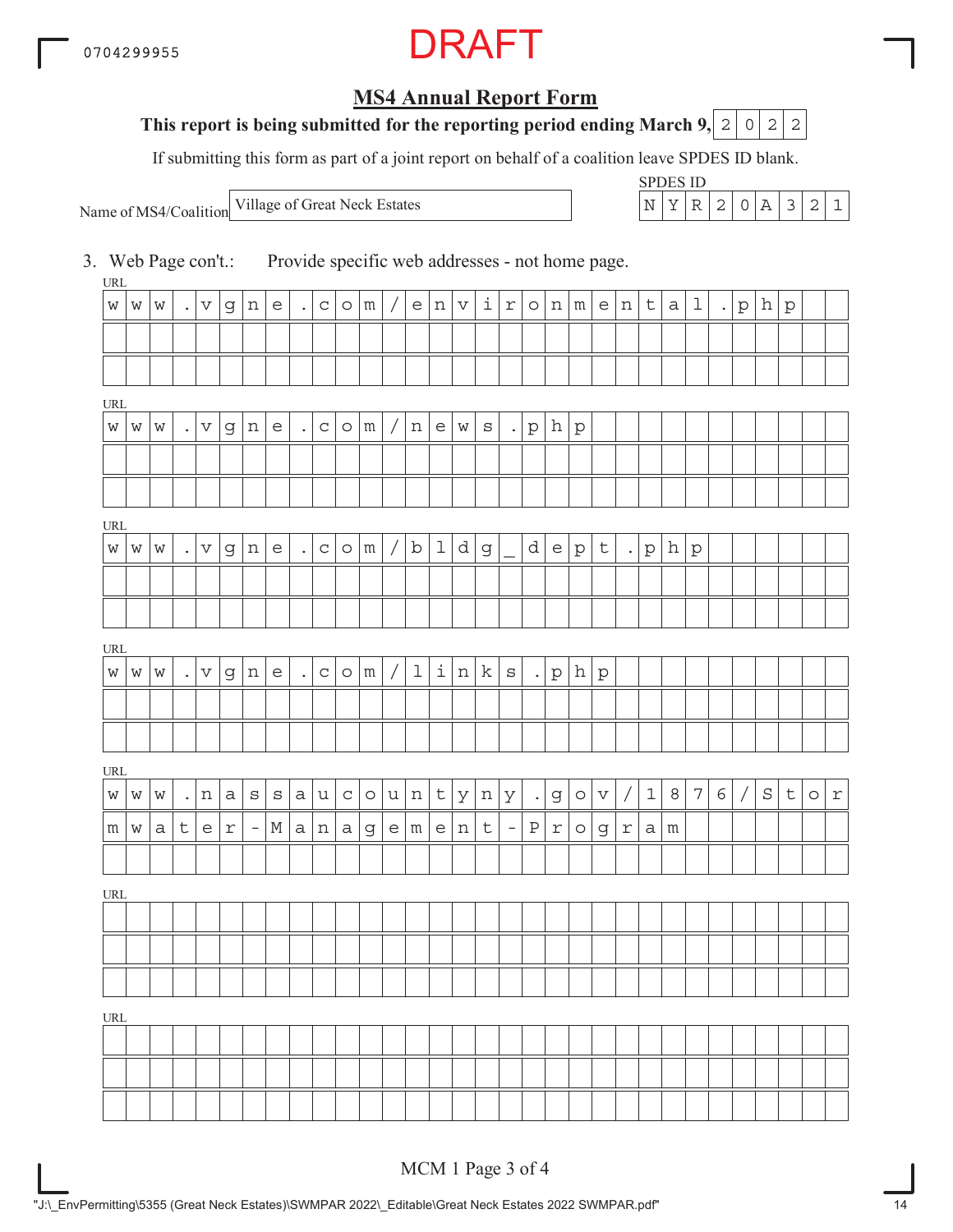DRAFT

## MS4 Annual Report Form

**This report is being submitted for the reporting period ending March 9, 2022**

If submitting this form as part of a joint report on behalf of a coalition leave SPDES ID blank.

Name of MS4/Coalition: Village of Great Neck Estates

SPDES ID: NYR20A321

3. Web Page con't.: Provide specific web addresses - not home page.

URL
www.vgne.com/environmental.php

URL
www.vgne.com/news.php

URL
www.vgne.com/bldg_dept.php

URL
www.vgne.com/links.php

URL
www.nassaucountyny.gov/1876/Stormwater-Management-Program

URL

URL

MCM 1 Page 3 of 4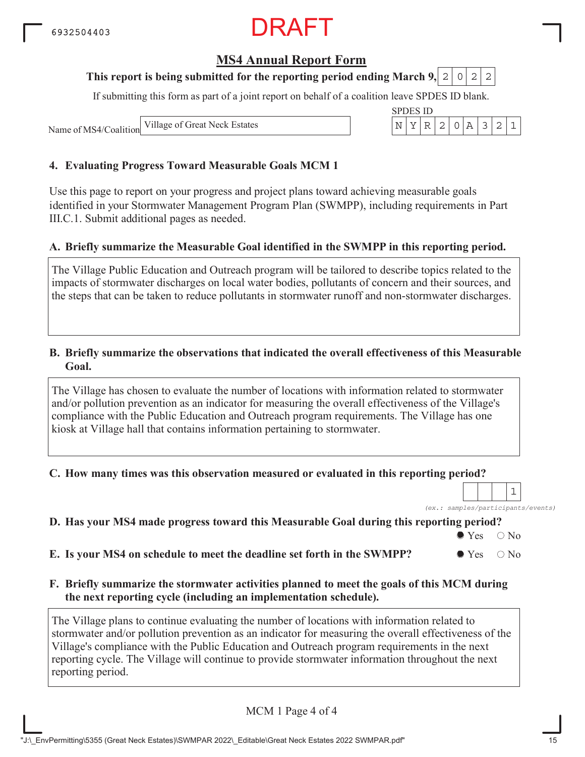6932504403

DRAFT

## MS4 Annual Report Form

**This report is being submitted for the reporting period ending March 9, 2022**

If submitting this form as part of a joint report on behalf of a coalition leave SPDES ID blank.

Name of MS4/Coalition: Village of Great Neck Estates

SPDES ID: NYR20A321

### 4. Evaluating Progress Toward Measurable Goals MCM 1

Use this page to report on your progress and project plans toward achieving measurable goals identified in your Stormwater Management Program Plan (SWMPP), including requirements in Part III.C.1. Submit additional pages as needed.

**A. Briefly summarize the Measurable Goal identified in the SWMPP in this reporting period.**

The Village Public Education and Outreach program will be tailored to describe topics related to the impacts of stormwater discharges on local water bodies, pollutants of concern and their sources, and the steps that can be taken to reduce pollutants in stormwater runoff and non-stormwater discharges.

**B. Briefly summarize the observations that indicated the overall effectiveness of this Measurable Goal.**

The Village has chosen to evaluate the number of locations with information related to stormwater and/or pollution prevention as an indicator for measuring the overall effectiveness of the Village's compliance with the Public Education and Outreach program requirements. The Village has one kiosk at Village hall that contains information pertaining to stormwater.

**C. How many times was this observation measured or evaluated in this reporting period?**

1

*(ex.: samples/participants/events)*

**D. Has your MS4 made progress toward this Measurable Goal during this reporting period?**

● Yes ○ No

**E. Is your MS4 on schedule to meet the deadline set forth in the SWMPP?**

● Yes ○ No

**F. Briefly summarize the stormwater activities planned to meet the goals of this MCM during the next reporting cycle (including an implementation schedule).**

The Village plans to continue evaluating the number of locations with information related to stormwater and/or pollution prevention as an indicator for measuring the overall effectiveness of the Village's compliance with the Public Education and Outreach program requirements in the next reporting cycle. The Village will continue to provide stormwater information throughout the next reporting period.

MCM 1 Page 4 of 4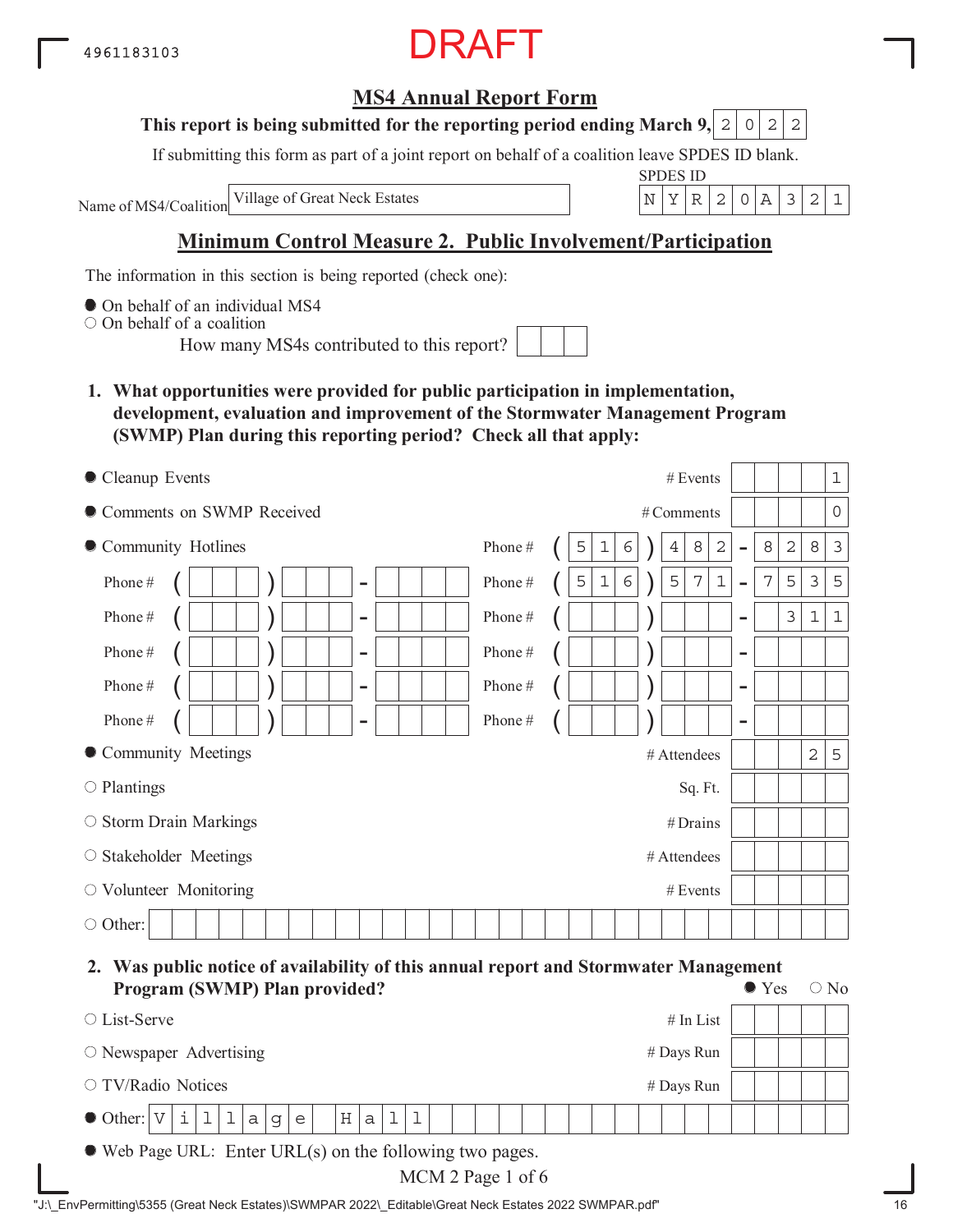4961183103

DRAFT

## MS4 Annual Report Form

**This report is being submitted for the reporting period ending March 9, 2022**

If submitting this form as part of a joint report on behalf of a coalition leave SPDES ID blank.

Name of MS4/Coalition: Village of Great Neck Estates

SPDES ID: NYR20A321

## Minimum Control Measure 2. Public Involvement/Participation

The information in this section is being reported (check one):

- ● On behalf of an individual MS4
- ○ On behalf of a coalition
  - How many MS4s contributed to this report?

**1. What opportunities were provided for public participation in implementation, development, evaluation and improvement of the Stormwater Management Program (SWMP) Plan during this reporting period? Check all that apply:**

- ● Cleanup Events — # Events: 1
- ● Comments on SWMP Received — # Comments: 0
- ● Community Hotlines
  - Phone # (516) 482-8283
  - Phone # (516) 571-7535
  - Phone # 311
- ● Community Meetings — # Attendees: 25
- ○ Plantings — Sq. Ft.:
- ○ Storm Drain Markings — # Drains:
- ○ Stakeholder Meetings — # Attendees:
- ○ Volunteer Monitoring — # Events:
- ○ Other:

**2. Was public notice of availability of this annual report and Stormwater Management Program (SWMP) Plan provided?** ● Yes ○ No

- ○ List-Serve — # In List:
- ○ Newspaper Advertising — # Days Run:
- ○ TV/Radio Notices — # Days Run:
- ● Other: Village Hall
- ● Web Page URL: Enter URL(s) on the following two pages.

MCM 2 Page 1 of 6

"J:\_EnvPermitting\5355 (Great Neck Estates)\SWMPAR 2022\_Editable\Great Neck Estates 2022 SWMPAR.pdf"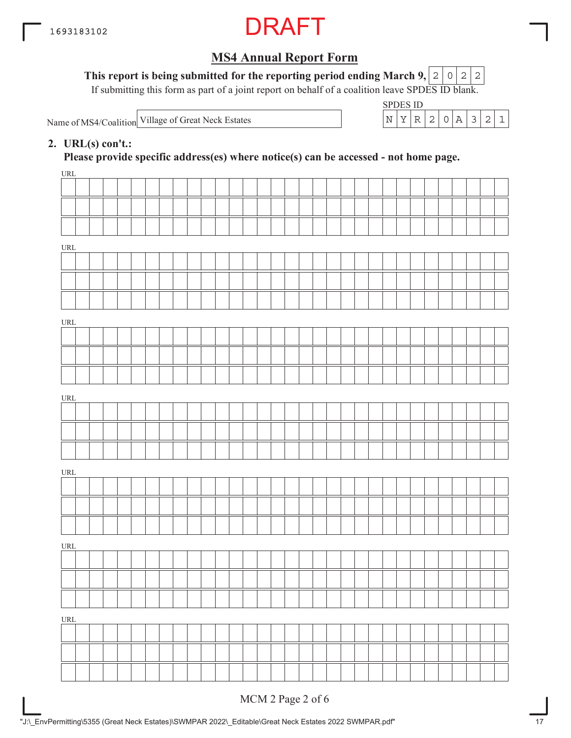DRAFT

# MS4 Annual Report Form

**This report is being submitted for the reporting period ending March 9,** 2022

If submitting this form as part of a joint report on behalf of a coalition leave SPDES ID blank.

Name of MS4/Coalition: Village of Great Neck Estates

SPDES ID: NYR20A321

**2. URL(s) con't.:**

**Please provide specific address(es) where notice(s) can be accessed - not home page.**

URL

URL

URL

URL

URL

URL

URL

MCM 2 Page 2 of 6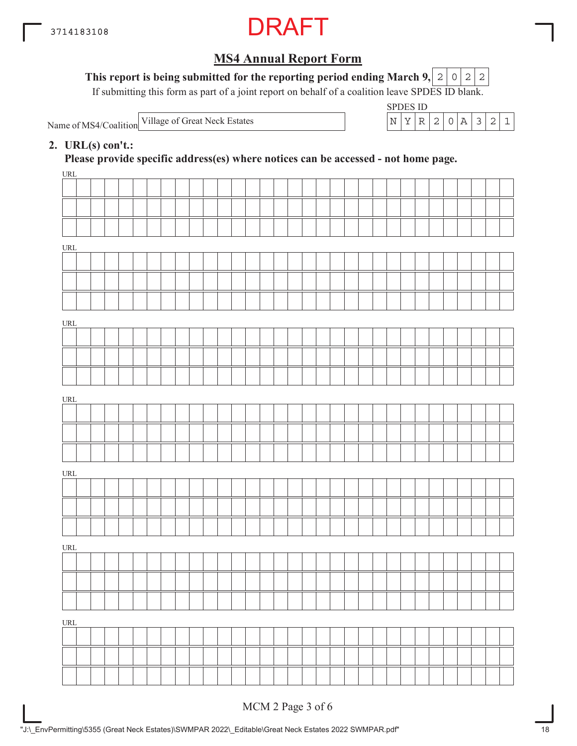DRAFT

## MS4 Annual Report Form

**This report is being submitted for the reporting period ending March 9,** 2022

If submitting this form as part of a joint report on behalf of a coalition leave SPDES ID blank.

Name of MS4/Coalition: Village of Great Neck Estates

SPDES ID: NYR20A321

**2. URL(s) con't.:**

**Please provide specific address(es) where notices can be accessed - not home page.**

URL

URL

URL

URL

URL

URL

URL

MCM 2 Page 3 of 6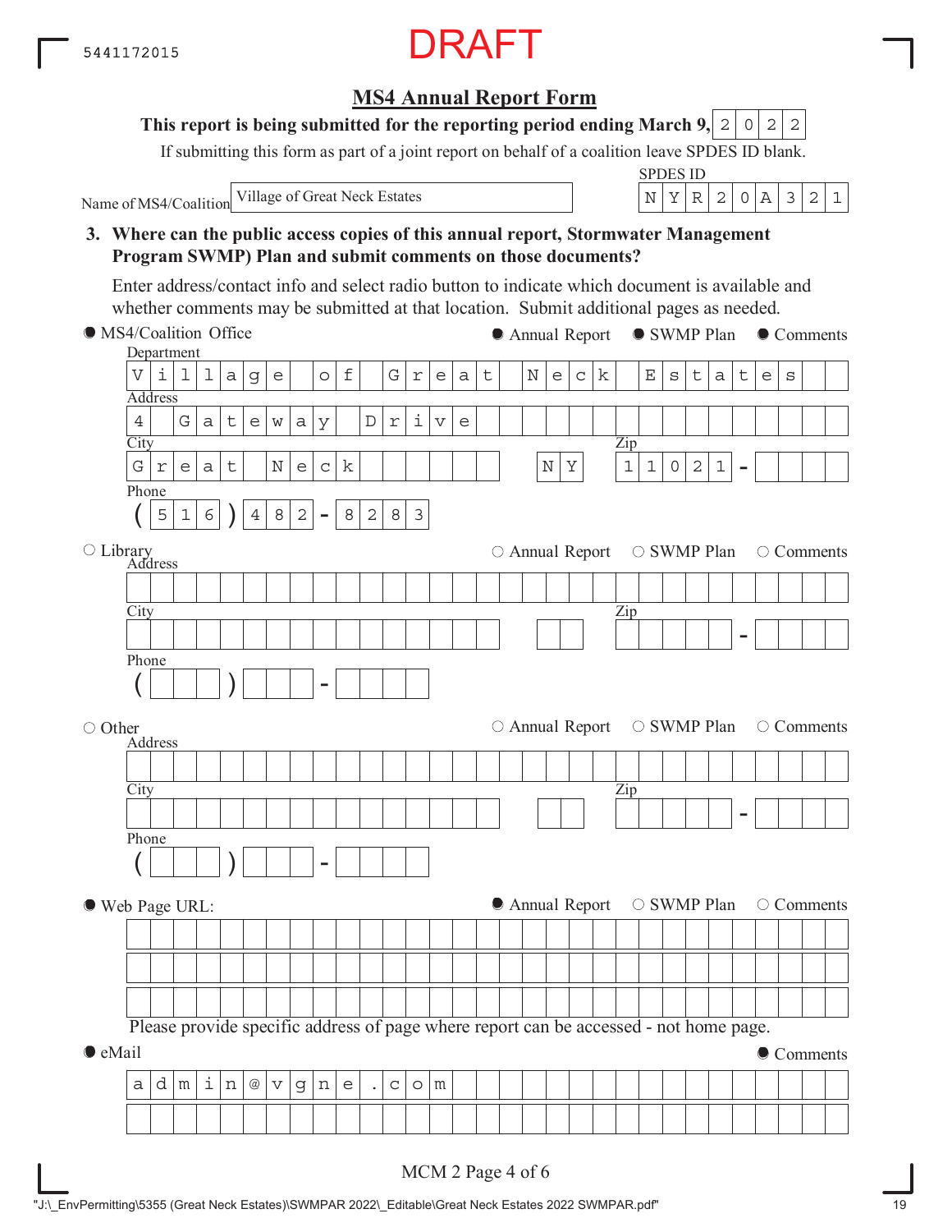5441172015

DRAFT

## MS4 Annual Report Form

**This report is being submitted for the reporting period ending March 9, 2022**

If submitting this form as part of a joint report on behalf of a coalition leave SPDES ID blank.

Name of MS4/Coalition: Village of Great Neck Estates

SPDES ID: NYR20A321

**3. Where can the public access copies of this annual report, Stormwater Management Program SWMP) Plan and submit comments on those documents?**

Enter address/contact info and select radio button to indicate which document is available and whether comments may be submitted at that location. Submit additional pages as needed.

● MS4/Coalition Office — ● Annual Report ● SWMP Plan ● Comments

Department: Village of Great Neck Estates

Address: 4 Gateway Drive

City: Great Neck  NY  Zip: 11021-

Phone: (516) 482-8283

○ Library — ○ Annual Report ○ SWMP Plan ○ Comments

Address:

City:  Zip: -

Phone: ( ) -

○ Other — ○ Annual Report ○ SWMP Plan ○ Comments

Address:

City:  Zip: -

Phone: ( ) -

● Web Page URL: — ● Annual Report ○ SWMP Plan ○ Comments

Please provide specific address of page where report can be accessed - not home page.

● eMail — ● Comments

admin@vgne.com

MCM 2 Page 4 of 6

"J:\_EnvPermitting\5355 (Great Neck Estates)\SWMPAR 2022\_Editable\Great Neck Estates 2022 SWMPAR.pdf"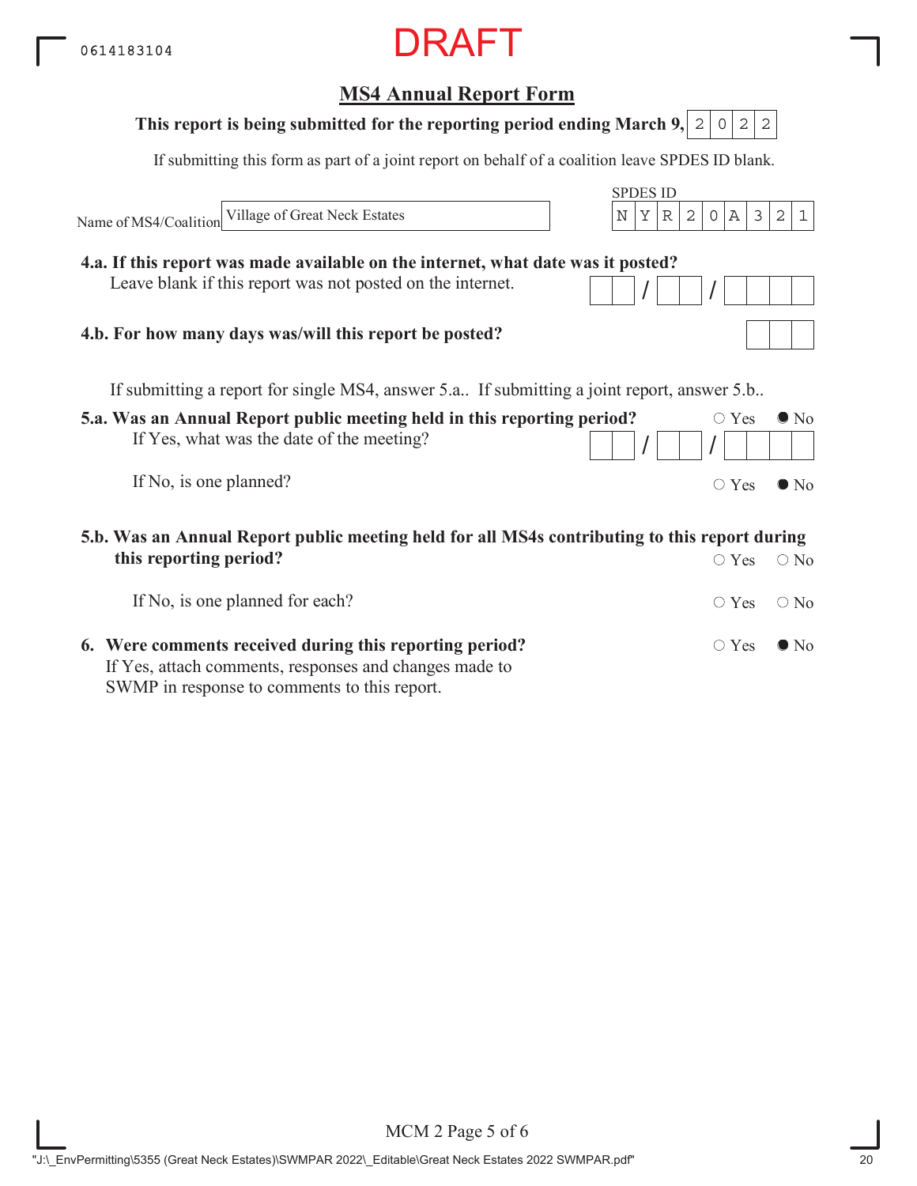0614183104

DRAFT

## MS4 Annual Report Form

**This report is being submitted for the reporting period ending March 9,** 2022

If submitting this form as part of a joint report on behalf of a coalition leave SPDES ID blank.

Name of MS4/Coalition: Village of Great Neck Estates

SPDES ID: NYR20A321

**4.a. If this report was made available on the internet, what date was it posted?**
Leave blank if this report was not posted on the internet. __ / __ / ____

**4.b. For how many days was/will this report be posted?** ___

If submitting a report for single MS4, answer 5.a.. If submitting a joint report, answer 5.b..

**5.a. Was an Annual Report public meeting held in this reporting period?** ○ Yes ● No
If Yes, what was the date of the meeting? __ / __ / ____

If No, is one planned? ○ Yes ● No

**5.b. Was an Annual Report public meeting held for all MS4s contributing to this report during this reporting period?** ○ Yes ○ No

If No, is one planned for each? ○ Yes ○ No

**6. Were comments received during this reporting period?** ○ Yes ● No
If Yes, attach comments, responses and changes made to SWMP in response to comments to this report.

MCM 2 Page 5 of 6

"J:\_EnvPermitting\5355 (Great Neck Estates)\SWMPAR 2022\_Editable\Great Neck Estates 2022 SWMPAR.pdf"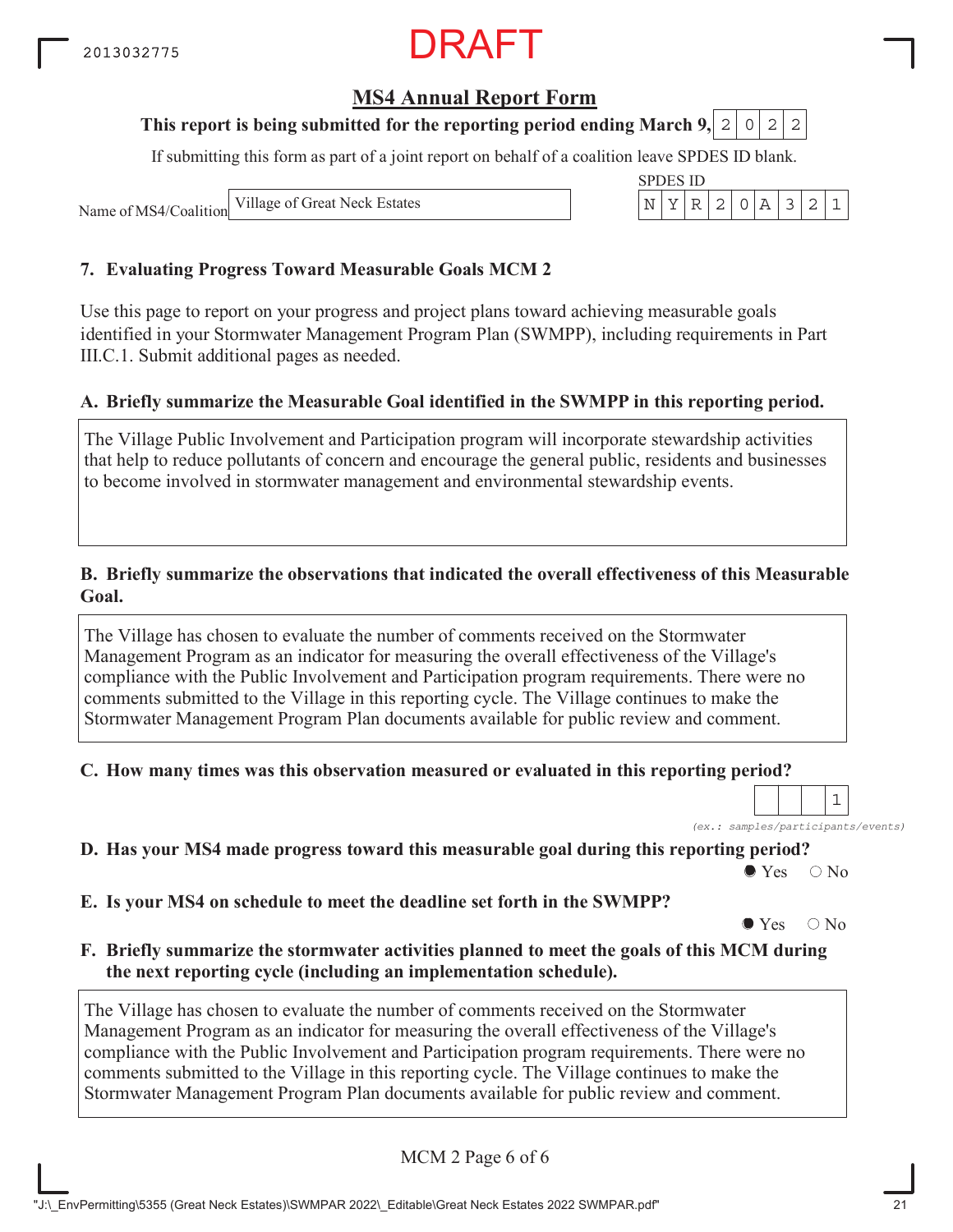DRAFT

# MS4 Annual Report Form

**This report is being submitted for the reporting period ending March 9, 2022**

If submitting this form as part of a joint report on behalf of a coalition leave SPDES ID blank.

Name of MS4/Coalition: Village of Great Neck Estates

SPDES ID: NYR20A321

## 7. Evaluating Progress Toward Measurable Goals MCM 2

Use this page to report on your progress and project plans toward achieving measurable goals identified in your Stormwater Management Program Plan (SWMPP), including requirements in Part III.C.1. Submit additional pages as needed.

### A. Briefly summarize the Measurable Goal identified in the SWMPP in this reporting period.

The Village Public Involvement and Participation program will incorporate stewardship activities that help to reduce pollutants of concern and encourage the general public, residents and businesses to become involved in stormwater management and environmental stewardship events.

### B. Briefly summarize the observations that indicated the overall effectiveness of this Measurable Goal.

The Village has chosen to evaluate the number of comments received on the Stormwater Management Program as an indicator for measuring the overall effectiveness of the Village's compliance with the Public Involvement and Participation program requirements. There were no comments submitted to the Village in this reporting cycle. The Village continues to make the Stormwater Management Program Plan documents available for public review and comment.

### C. How many times was this observation measured or evaluated in this reporting period?

1

*(ex.: samples/participants/events)*

### D. Has your MS4 made progress toward this measurable goal during this reporting period?

● Yes ○ No

### E. Is your MS4 on schedule to meet the deadline set forth in the SWMPP?

● Yes ○ No

### F. Briefly summarize the stormwater activities planned to meet the goals of this MCM during the next reporting cycle (including an implementation schedule).

The Village has chosen to evaluate the number of comments received on the Stormwater Management Program as an indicator for measuring the overall effectiveness of the Village's compliance with the Public Involvement and Participation program requirements. There were no comments submitted to the Village in this reporting cycle. The Village continues to make the Stormwater Management Program Plan documents available for public review and comment.

MCM 2 Page 6 of 6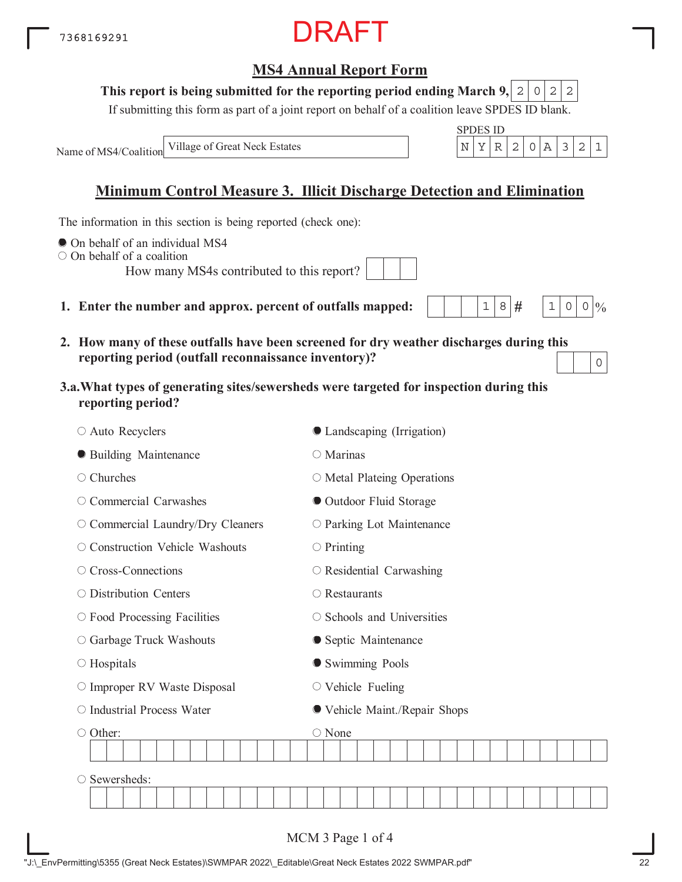7368169291

DRAFT

## MS4 Annual Report Form

**This report is being submitted for the reporting period ending March 9,** 2022

If submitting this form as part of a joint report on behalf of a coalition leave SPDES ID blank.

Name of MS4/Coalition: Village of Great Neck Estates

SPDES ID: NYR20A321

## Minimum Control Measure 3. Illicit Discharge Detection and Elimination

The information in this section is being reported (check one):

- ● On behalf of an individual MS4
- ○ On behalf of a coalition
  - How many MS4s contributed to this report?

**1. Enter the number and approx. percent of outfalls mapped:** 18 # 100 %

**2. How many of these outfalls have been screened for dry weather discharges during this reporting period (outfall reconnaissance inventory)?** 0

**3.a. What types of generating sites/sewersheds were targeted for inspection during this reporting period?**

- ○ Auto Recyclers
- ● Building Maintenance
- ○ Churches
- ○ Commercial Carwashes
- ○ Commercial Laundry/Dry Cleaners
- ○ Construction Vehicle Washouts
- ○ Cross-Connections
- ○ Distribution Centers
- ○ Food Processing Facilities
- ○ Garbage Truck Washouts
- ○ Hospitals
- ○ Improper RV Waste Disposal
- ○ Industrial Process Water
- ○ Other:
- ● Landscaping (Irrigation)
- ○ Marinas
- ○ Metal Plateing Operations
- ● Outdoor Fluid Storage
- ○ Parking Lot Maintenance
- ○ Printing
- ○ Residential Carwashing
- ○ Restaurants
- ○ Schools and Universities
- ● Septic Maintenance
- ● Swimming Pools
- ○ Vehicle Fueling
- ● Vehicle Maint./Repair Shops
- ○ None
- ○ Sewersheds:

"J:\_EnvPermitting\5355 (Great Neck Estates)\SWMPAR 2022\_Editable\Great Neck Estates 2022 SWMPAR.pdf"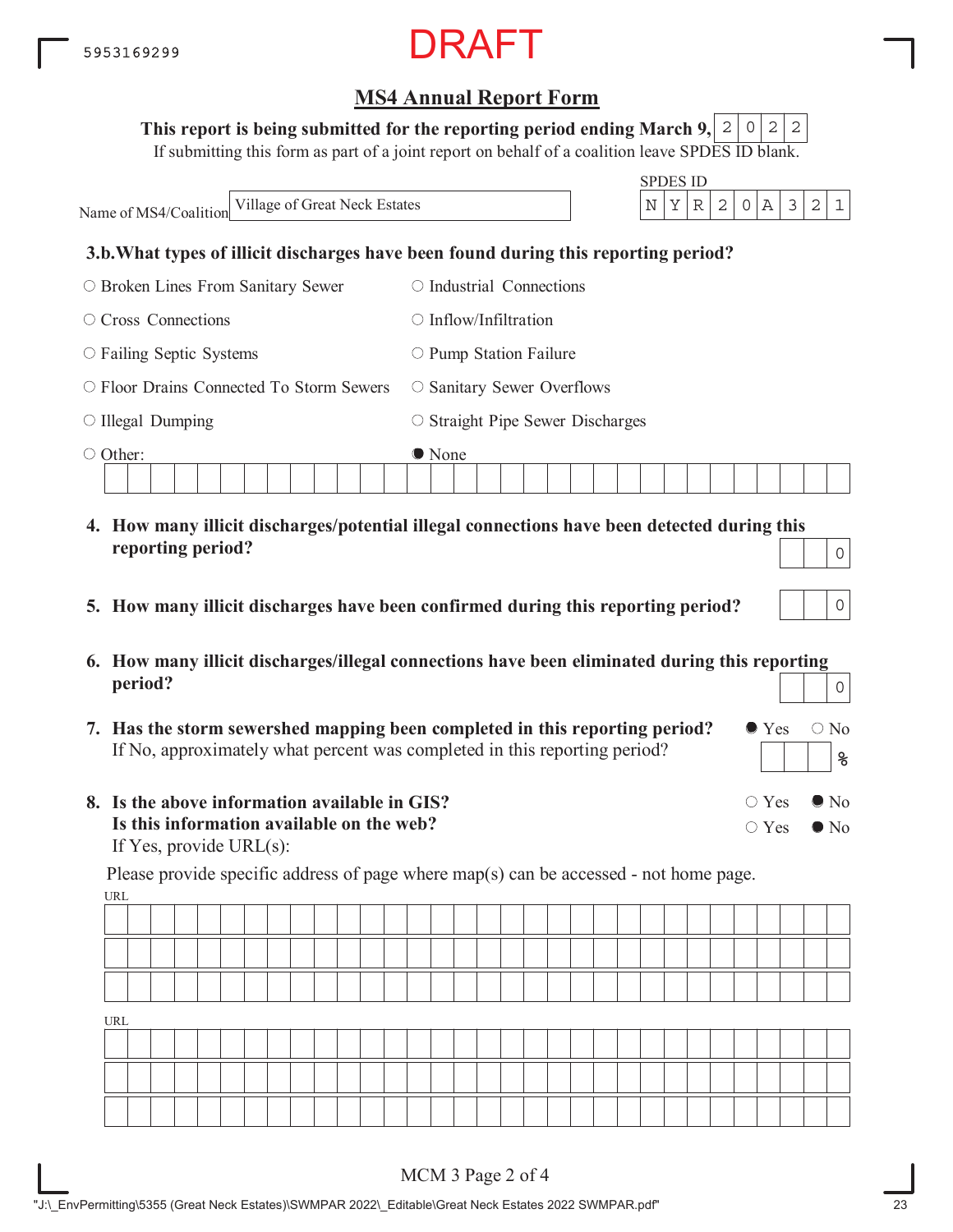5953169299

DRAFT

## MS4 Annual Report Form

**This report is being submitted for the reporting period ending March 9,** 2022

If submitting this form as part of a joint report on behalf of a coalition leave SPDES ID blank.

Name of MS4/Coalition: Village of Great Neck Estates

SPDES ID: NYR20A321

**3.b. What types of illicit discharges have been found during this reporting period?**

- ○ Broken Lines From Sanitary Sewer
- ○ Industrial Connections
- ○ Cross Connections
- ○ Inflow/Infiltration
- ○ Failing Septic Systems
- ○ Pump Station Failure
- ○ Floor Drains Connected To Storm Sewers
- ○ Sanitary Sewer Overflows
- ○ Illegal Dumping
- ○ Straight Pipe Sewer Discharges
- ○ Other:
- ● None

**4. How many illicit discharges/potential illegal connections have been detected during this reporting period?** 0

**5. How many illicit discharges have been confirmed during this reporting period?** 0

**6. How many illicit discharges/illegal connections have been eliminated during this reporting period?** 0

**7. Has the storm sewershed mapping been completed in this reporting period?** ● Yes ○ No

If No, approximately what percent was completed in this reporting period? ___ %

**8. Is the above information available in GIS?** ○ Yes ● No

**Is this information available on the web?** ○ Yes ● No

If Yes, provide URL(s):

Please provide specific address of page where map(s) can be accessed - not home page.

URL

URL

MCM 3 Page 2 of 4

"J:\_EnvPermitting\5355 (Great Neck Estates)\SWMPAR 2022\_Editable\Great Neck Estates 2022 SWMPAR.pdf"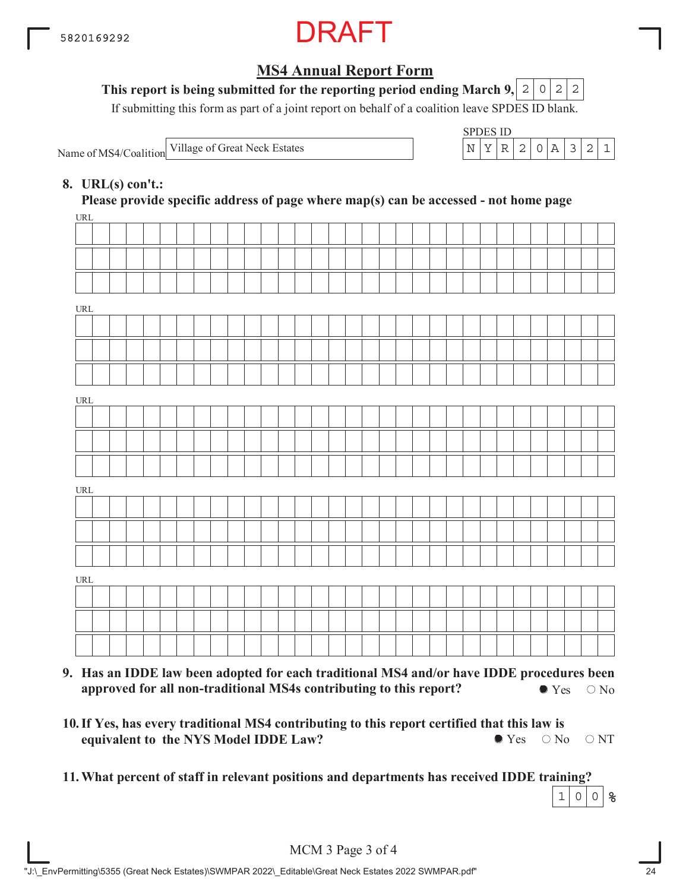DRAFT

## MS4 Annual Report Form

**This report is being submitted for the reporting period ending March 9, 2022**

If submitting this form as part of a joint report on behalf of a coalition leave SPDES ID blank.

Name of MS4/Coalition: Village of Great Neck Estates

SPDES ID: NYR20A321

**8. URL(s) con't.:**
**Please provide specific address of page where map(s) can be accessed - not home page**

URL: 

URL: 

URL: 

URL: 

URL: 

**9. Has an IDDE law been adopted for each traditional MS4 and/or have IDDE procedures been approved for all non-traditional MS4s contributing to this report?**

● Yes ○ No

**10. If Yes, has every traditional MS4 contributing to this report certified that this law is equivalent to the NYS Model IDDE Law?**

● Yes ○ No ○ NT

**11. What percent of staff in relevant positions and departments has received IDDE training?**

100 %

MCM 3 Page 3 of 4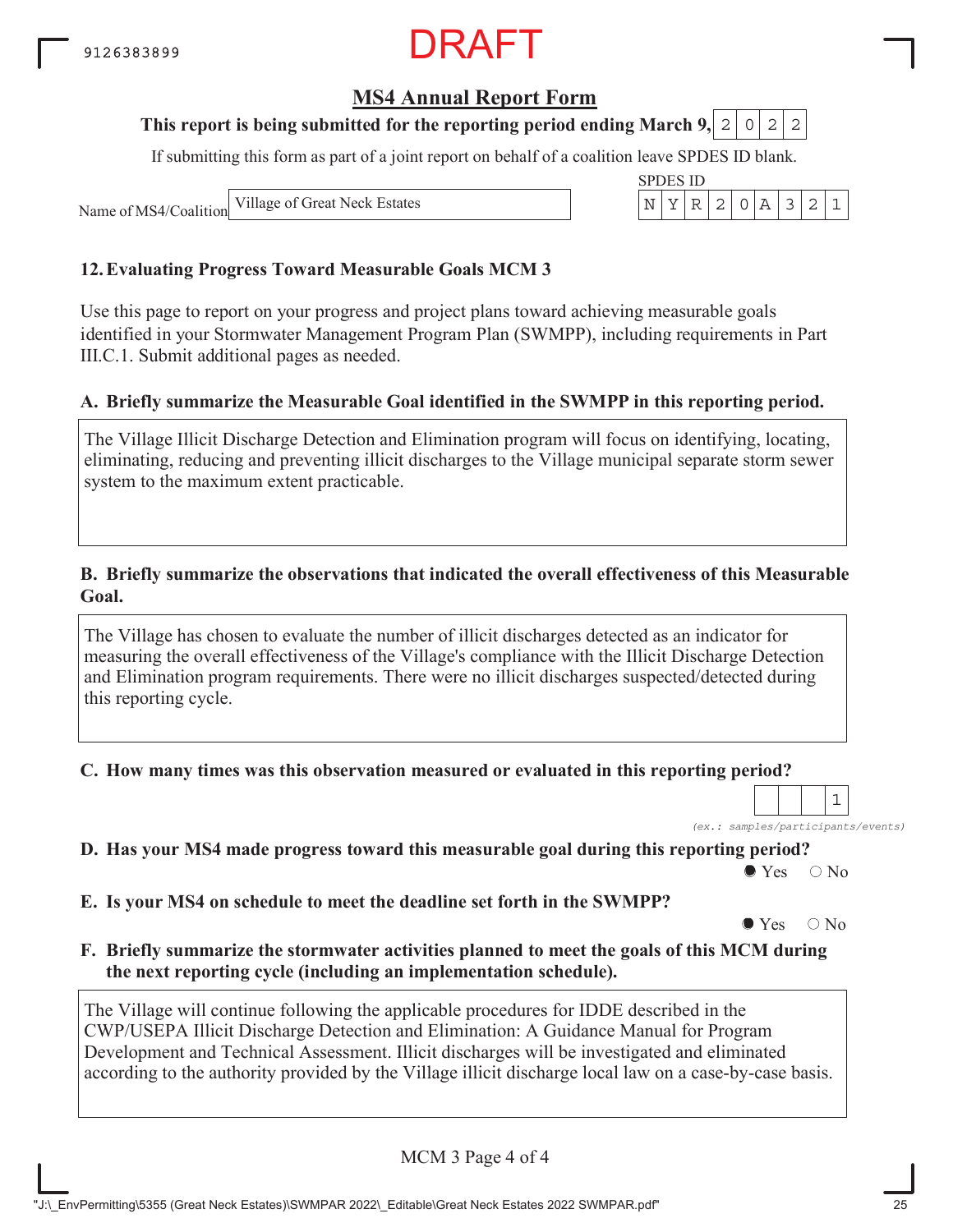DRAFT

# MS4 Annual Report Form

**This report is being submitted for the reporting period ending March 9, 2022**

If submitting this form as part of a joint report on behalf of a coalition leave SPDES ID blank.

Name of MS4/Coalition: Village of Great Neck Estates

SPDES ID: NYR20A321

## 12. Evaluating Progress Toward Measurable Goals MCM 3

Use this page to report on your progress and project plans toward achieving measurable goals identified in your Stormwater Management Program Plan (SWMPP), including requirements in Part III.C.1. Submit additional pages as needed.

### A. Briefly summarize the Measurable Goal identified in the SWMPP in this reporting period.

The Village Illicit Discharge Detection and Elimination program will focus on identifying, locating, eliminating, reducing and preventing illicit discharges to the Village municipal separate storm sewer system to the maximum extent practicable.

### B. Briefly summarize the observations that indicated the overall effectiveness of this Measurable Goal.

The Village has chosen to evaluate the number of illicit discharges detected as an indicator for measuring the overall effectiveness of the Village's compliance with the Illicit Discharge Detection and Elimination program requirements. There were no illicit discharges suspected/detected during this reporting cycle.

### C. How many times was this observation measured or evaluated in this reporting period?

1

*(ex.: samples/participants/events)*

### D. Has your MS4 made progress toward this measurable goal during this reporting period?

● Yes ○ No

### E. Is your MS4 on schedule to meet the deadline set forth in the SWMPP?

● Yes ○ No

### F. Briefly summarize the stormwater activities planned to meet the goals of this MCM during the next reporting cycle (including an implementation schedule).

The Village will continue following the applicable procedures for IDDE described in the CWP/USEPA Illicit Discharge Detection and Elimination: A Guidance Manual for Program Development and Technical Assessment. Illicit discharges will be investigated and eliminated according to the authority provided by the Village illicit discharge local law on a case-by-case basis.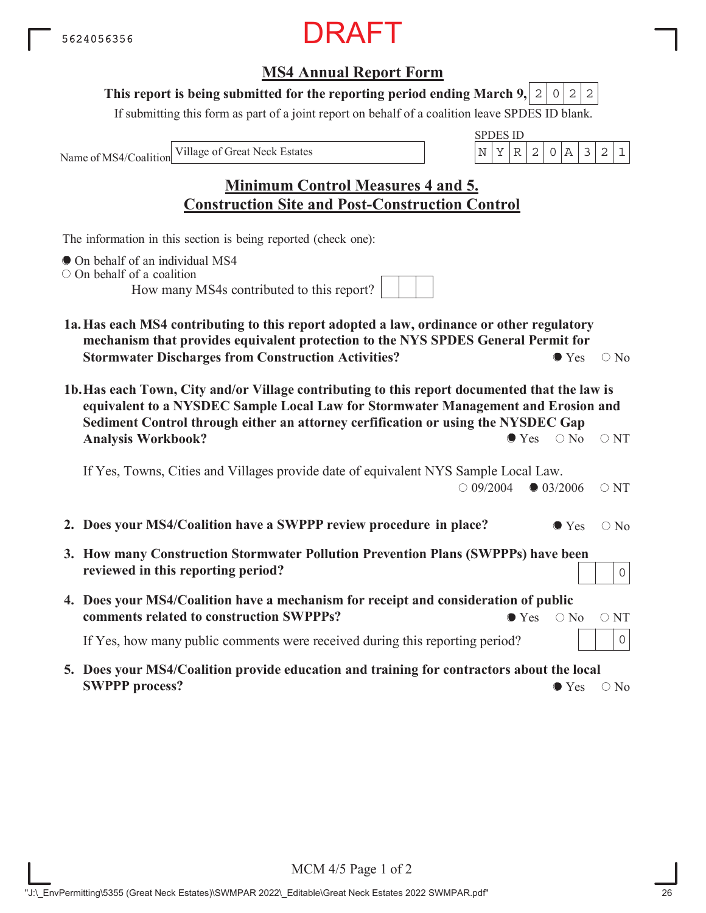5624056356

DRAFT

## MS4 Annual Report Form

**This report is being submitted for the reporting period ending March 9,** 2022

If submitting this form as part of a joint report on behalf of a coalition leave SPDES ID blank.

Name of MS4/Coalition: Village of Great Neck Estates

SPDES ID: NYR20A321

## Minimum Control Measures 4 and 5. Construction Site and Post-Construction Control

The information in this section is being reported (check one):

- ● On behalf of an individual MS4
- ○ On behalf of a coalition

How many MS4s contributed to this report?

**1a. Has each MS4 contributing to this report adopted a law, ordinance or other regulatory mechanism that provides equivalent protection to the NYS SPDES General Permit for Stormwater Discharges from Construction Activities?** ● Yes ○ No

**1b. Has each Town, City and/or Village contributing to this report documented that the law is equivalent to a NYSDEC Sample Local Law for Stormwater Management and Erosion and Sediment Control through either an attorney cerfification or using the NYSDEC Gap Analysis Workbook?** ● Yes ○ No ○ NT

If Yes, Towns, Cities and Villages provide date of equivalent NYS Sample Local Law. ○ 09/2004 ● 03/2006 ○ NT

**2. Does your MS4/Coalition have a SWPPP review procedure in place?** ● Yes ○ No

**3. How many Construction Stormwater Pollution Prevention Plans (SWPPPs) have been reviewed in this reporting period?** 0

**4. Does your MS4/Coalition have a mechanism for receipt and consideration of public comments related to construction SWPPPs?** ● Yes ○ No ○ NT

If Yes, how many public comments were received during this reporting period? 0

**5. Does your MS4/Coalition provide education and training for contractors about the local SWPPP process?** ● Yes ○ No

MCM 4/5 Page 1 of 2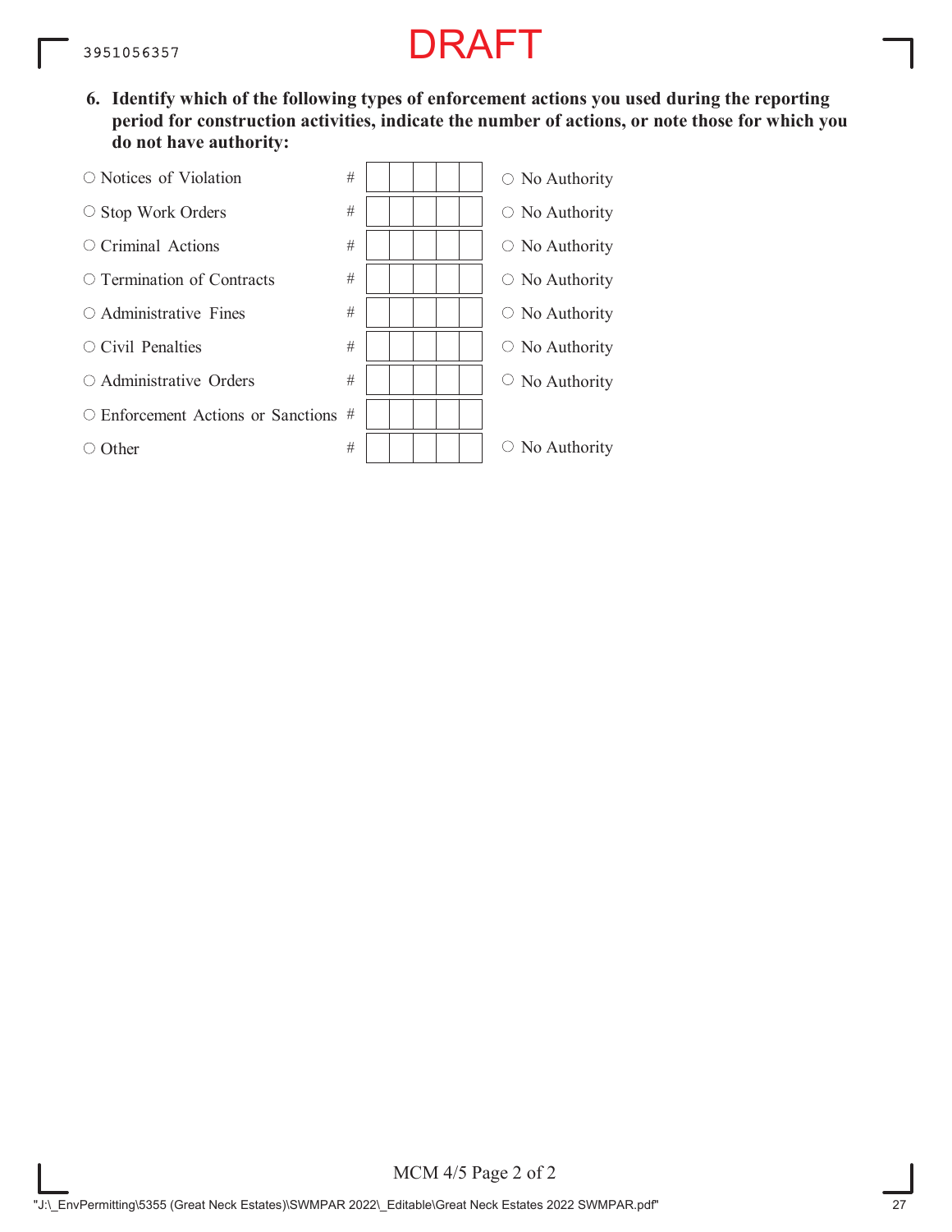DRAFT

**6. Identify which of the following types of enforcement actions you used during the reporting period for construction activities, indicate the number of actions, or note those for which you do not have authority:**

| Enforcement Action | # | No Authority |
|---|---|---|
| ○ Notices of Violation | # | ○ No Authority |
| ○ Stop Work Orders | # | ○ No Authority |
| ○ Criminal Actions | # | ○ No Authority |
| ○ Termination of Contracts | # | ○ No Authority |
| ○ Administrative Fines | # | ○ No Authority |
| ○ Civil Penalties | # | ○ No Authority |
| ○ Administrative Orders | # | ○ No Authority |
| ○ Enforcement Actions or Sanctions | # | |
| ○ Other | # | ○ No Authority |

MCM 4/5 Page 2 of 2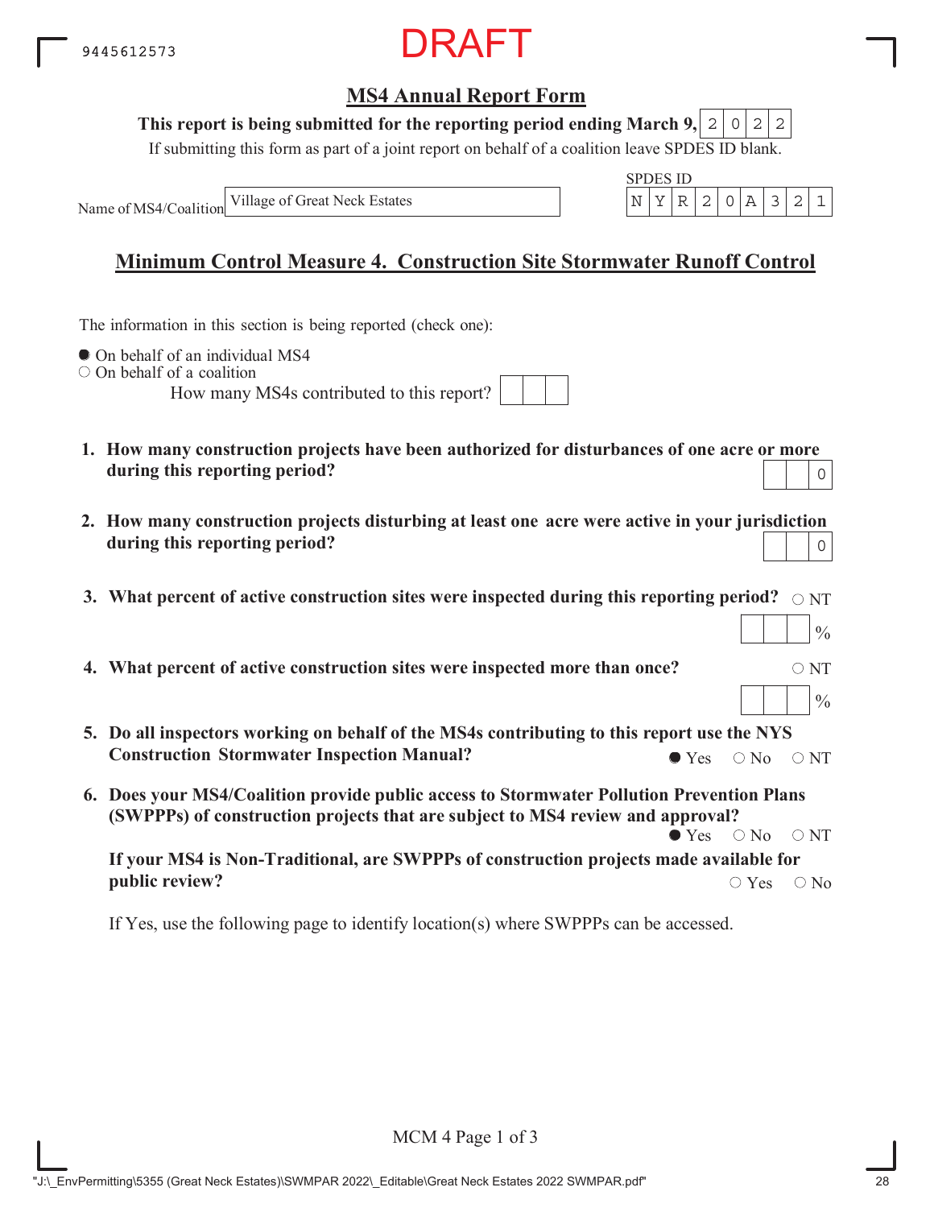DRAFT

## MS4 Annual Report Form

**This report is being submitted for the reporting period ending March 9,** 2022

If submitting this form as part of a joint report on behalf of a coalition leave SPDES ID blank.

Name of MS4/Coalition: Village of Great Neck Estates

SPDES ID: NYR20A321

## Minimum Control Measure 4. Construction Site Stormwater Runoff Control

The information in this section is being reported (check one):

- ● On behalf of an individual MS4
- ○ On behalf of a coalition

How many MS4s contributed to this report? ___

1. **How many construction projects have been authorized for disturbances of one acre or more during this reporting period?** 0

2. **How many construction projects disturbing at least one acre were active in your jurisdiction during this reporting period?** 0

3. **What percent of active construction sites were inspected during this reporting period?** ○ NT
   ___ %

4. **What percent of active construction sites were inspected more than once?** ○ NT
   ___ %

5. **Do all inspectors working on behalf of the MS4s contributing to this report use the NYS Construction Stormwater Inspection Manual?** ● Yes ○ No ○ NT

6. **Does your MS4/Coalition provide public access to Stormwater Pollution Prevention Plans (SWPPPs) of construction projects that are subject to MS4 review and approval?** ● Yes ○ No ○ NT

   **If your MS4 is Non-Traditional, are SWPPPs of construction projects made available for public review?** ○ Yes ○ No

   If Yes, use the following page to identify location(s) where SWPPPs can be accessed.

MCM 4 Page 1 of 3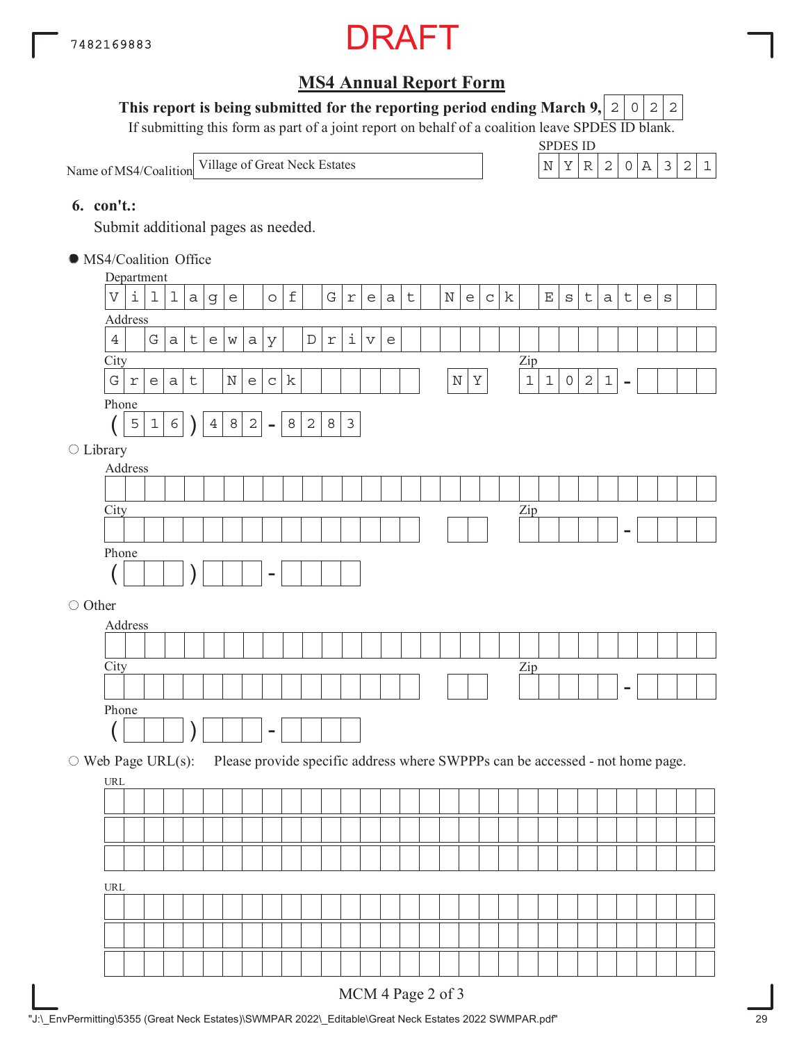7482169883

DRAFT

## MS4 Annual Report Form

**This report is being submitted for the reporting period ending March 9,** 2022

If submitting this form as part of a joint report on behalf of a coalition leave SPDES ID blank.

Name of MS4/Coalition: Village of Great Neck Estates

SPDES ID: NYR20A321

**6. con't.:**

Submit additional pages as needed.

● MS4/Coalition Office

Department: Village of Great Neck Estates

Address: 4 Gateway Drive

City: Great Neck  NY  Zip: 11021-

Phone: (516) 482-8283

○ Library

Address:

City:  Zip: -

Phone: ( ) -

○ Other

Address:

City:  Zip: -

Phone: ( ) -

○ Web Page URL(s): Please provide specific address where SWPPPs can be accessed - not home page.

URL:

URL:

MCM 4 Page 2 of 3

"J:\_EnvPermitting\5355 (Great Neck Estates)\SWMPAR 2022\_Editable\Great Neck Estates 2022 SWMPAR.pdf"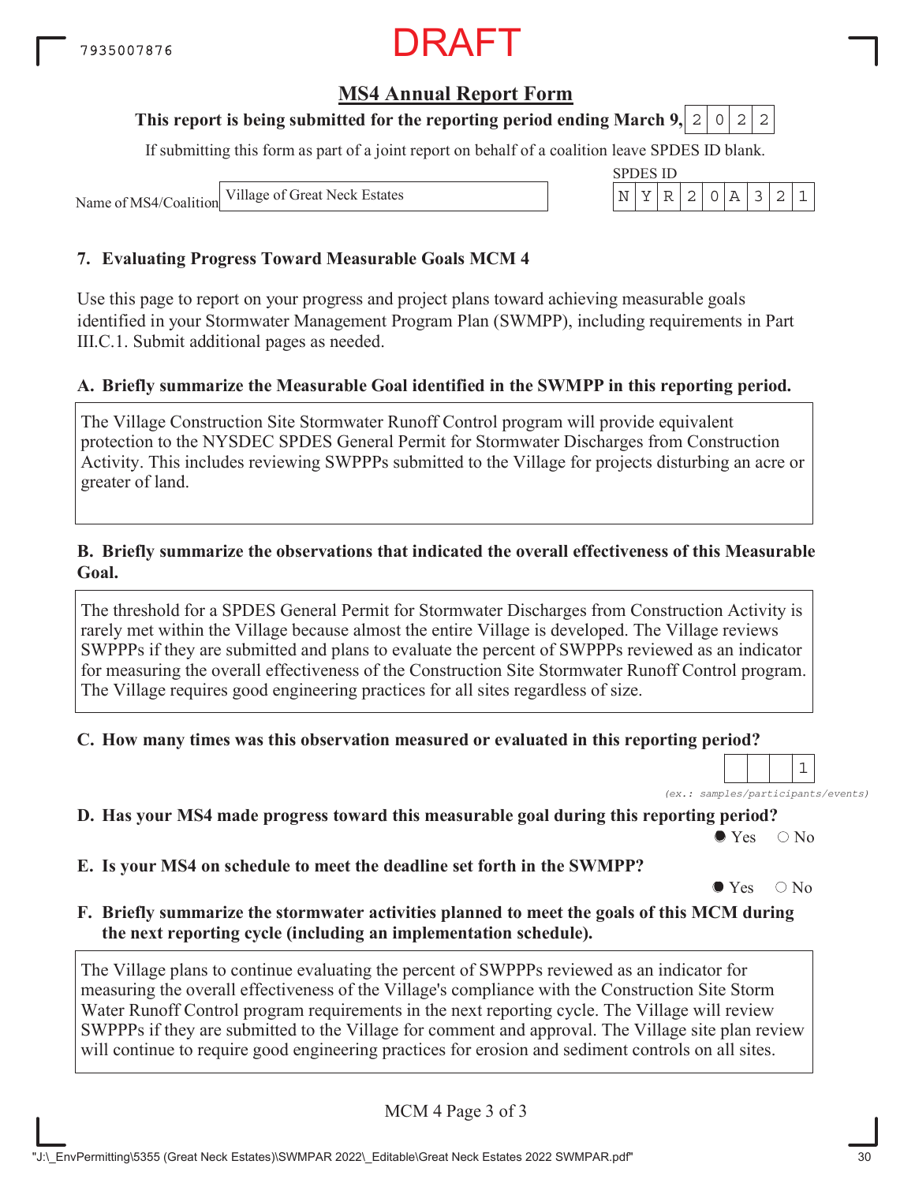7935007876

DRAFT

## MS4 Annual Report Form

**This report is being submitted for the reporting period ending March 9, 2022**

If submitting this form as part of a joint report on behalf of a coalition leave SPDES ID blank.

Name of MS4/Coalition: Village of Great Neck Estates

SPDES ID: NYR20A321

### 7. Evaluating Progress Toward Measurable Goals MCM 4

Use this page to report on your progress and project plans toward achieving measurable goals identified in your Stormwater Management Program Plan (SWMPP), including requirements in Part III.C.1. Submit additional pages as needed.

**A. Briefly summarize the Measurable Goal identified in the SWMPP in this reporting period.**

The Village Construction Site Stormwater Runoff Control program will provide equivalent protection to the NYSDEC SPDES General Permit for Stormwater Discharges from Construction Activity. This includes reviewing SWPPPs submitted to the Village for projects disturbing an acre or greater of land.

**B. Briefly summarize the observations that indicated the overall effectiveness of this Measurable Goal.**

The threshold for a SPDES General Permit for Stormwater Discharges from Construction Activity is rarely met within the Village because almost the entire Village is developed. The Village reviews SWPPPs if they are submitted and plans to evaluate the percent of SWPPPs reviewed as an indicator for measuring the overall effectiveness of the Construction Site Stormwater Runoff Control program. The Village requires good engineering practices for all sites regardless of size.

**C. How many times was this observation measured or evaluated in this reporting period?**

1

*(ex.: samples/participants/events)*

**D. Has your MS4 made progress toward this measurable goal during this reporting period?**

● Yes ○ No

**E. Is your MS4 on schedule to meet the deadline set forth in the SWMPP?**

● Yes ○ No

**F. Briefly summarize the stormwater activities planned to meet the goals of this MCM during the next reporting cycle (including an implementation schedule).**

The Village plans to continue evaluating the percent of SWPPPs reviewed as an indicator for measuring the overall effectiveness of the Village's compliance with the Construction Site Storm Water Runoff Control program requirements in the next reporting cycle. The Village will review SWPPPs if they are submitted to the Village for comment and approval. The Village site plan review will continue to require good engineering practices for erosion and sediment controls on all sites.

MCM 4 Page 3 of 3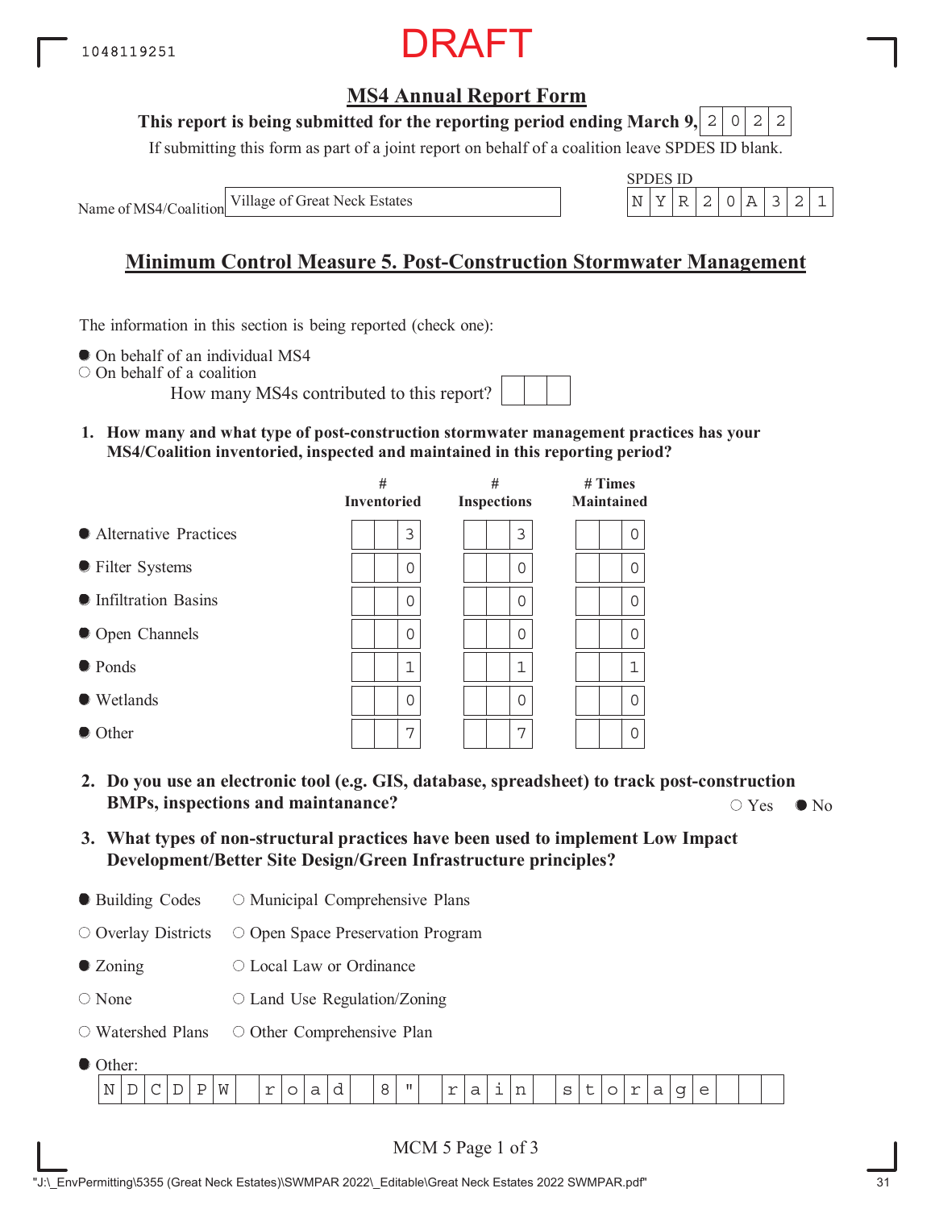1048119251

DRAFT

## MS4 Annual Report Form

**This report is being submitted for the reporting period ending March 9, 2022**

If submitting this form as part of a joint report on behalf of a coalition leave SPDES ID blank.

Name of MS4/Coalition: Village of Great Neck Estates

SPDES ID: NYR20A321

## Minimum Control Measure 5. Post-Construction Stormwater Management

The information in this section is being reported (check one):

- ● On behalf of an individual MS4
- ○ On behalf of a coalition

How many MS4s contributed to this report?

**1. How many and what type of post-construction stormwater management practices has your MS4/Coalition inventoried, inspected and maintained in this reporting period?**

| | # Inventoried | # Inspections | # Times Maintained |
|---|---|---|---|
| ● Alternative Practices | 3 | 3 | 0 |
| ● Filter Systems | 0 | 0 | 0 |
| ● Infiltration Basins | 0 | 0 | 0 |
| ● Open Channels | 0 | 0 | 0 |
| ● Ponds | 1 | 1 | 1 |
| ● Wetlands | 0 | 0 | 0 |
| ● Other | 7 | 7 | 0 |

**2. Do you use an electronic tool (e.g. GIS, database, spreadsheet) to track post-construction BMPs, inspections and maintanance?** ○ Yes ● No

**3. What types of non-structural practices have been used to implement Low Impact Development/Better Site Design/Green Infrastructure principles?**

- ● Building Codes
- ○ Municipal Comprehensive Plans
- ○ Overlay Districts
- ○ Open Space Preservation Program
- ● Zoning
- ○ Local Law or Ordinance
- ○ None
- ○ Land Use Regulation/Zoning
- ○ Watershed Plans
- ○ Other Comprehensive Plan
- ● Other: NDCDPW road 8" rain storage

MCM 5 Page 1 of 3

"J:\_EnvPermitting\5355 (Great Neck Estates)\SWMPAR 2022\_Editable\Great Neck Estates 2022 SWMPAR.pdf"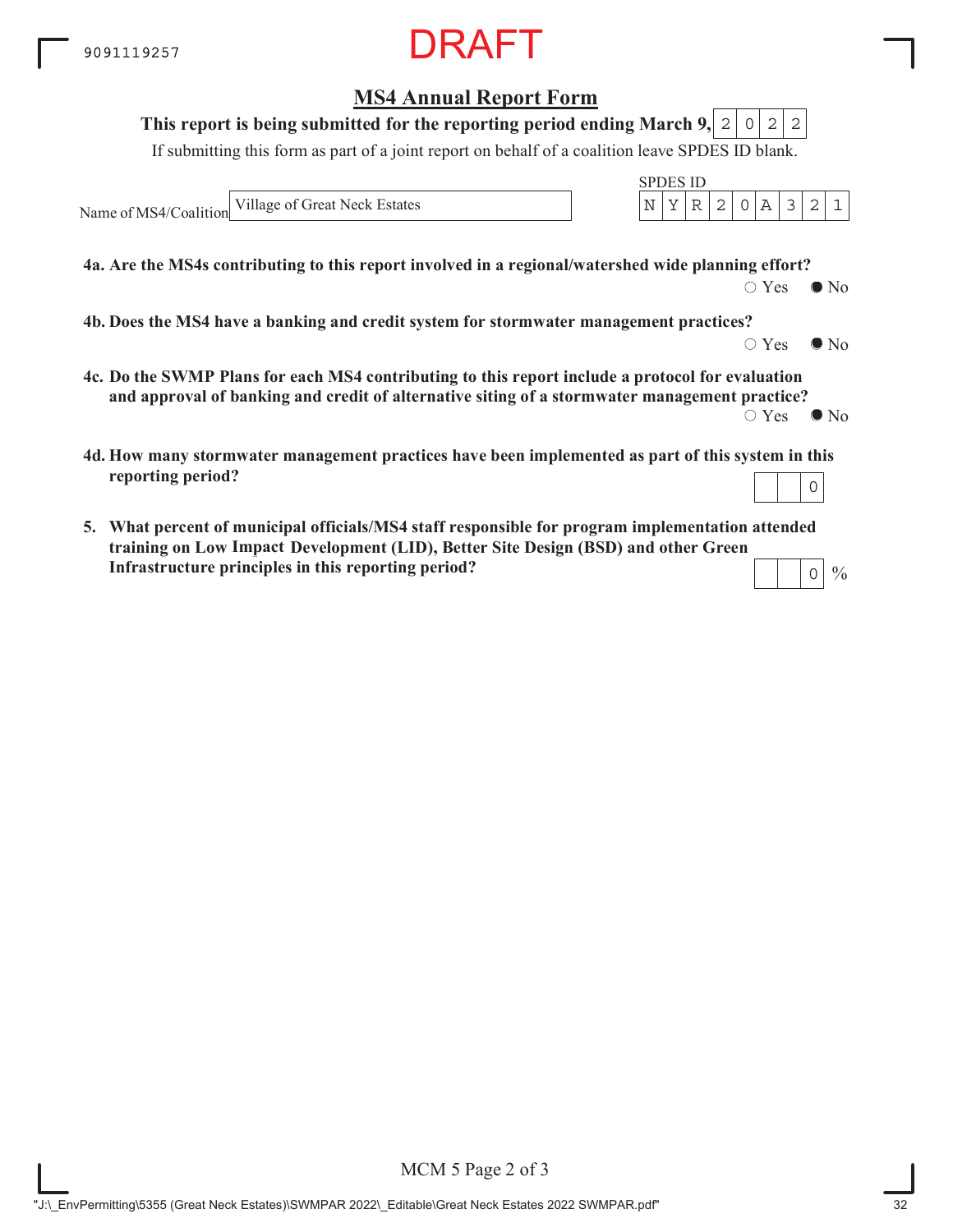9091119257

DRAFT

## MS4 Annual Report Form

**This report is being submitted for the reporting period ending March 9, 2022**

If submitting this form as part of a joint report on behalf of a coalition leave SPDES ID blank.

Name of MS4/Coalition: Village of Great Neck Estates

SPDES ID: NYR20A321

**4a. Are the MS4s contributing to this report involved in a regional/watershed wide planning effort?**

○ Yes ● No

**4b. Does the MS4 have a banking and credit system for stormwater management practices?**

○ Yes ● No

**4c. Do the SWMP Plans for each MS4 contributing to this report include a protocol for evaluation and approval of banking and credit of alternative siting of a stormwater management practice?**

○ Yes ● No

**4d. How many stormwater management practices have been implemented as part of this system in this reporting period?**

0

**5. What percent of municipal officials/MS4 staff responsible for program implementation attended training on Low Impact Development (LID), Better Site Design (BSD) and other Green Infrastructure principles in this reporting period?**

0 %

MCM 5 Page 2 of 3

"J:\_EnvPermitting\5355 (Great Neck Estates)\SWMPAR 2022\_Editable\Great Neck Estates 2022 SWMPAR.pdf"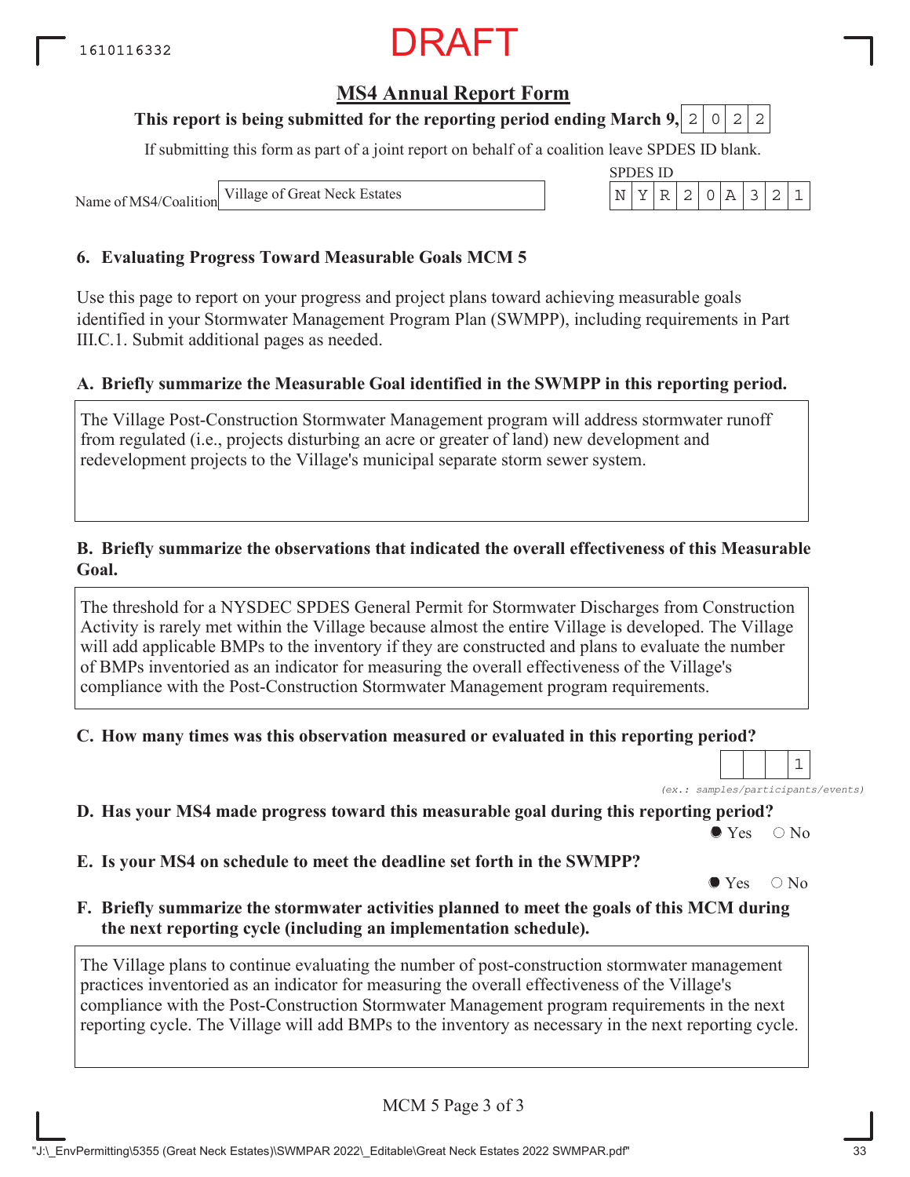1610116332

DRAFT

## MS4 Annual Report Form

**This report is being submitted for the reporting period ending March 9, 2022**

If submitting this form as part of a joint report on behalf of a coalition leave SPDES ID blank.

Name of MS4/Coalition: Village of Great Neck Estates

SPDES ID: NYR20A321

### 6. Evaluating Progress Toward Measurable Goals MCM 5

Use this page to report on your progress and project plans toward achieving measurable goals identified in your Stormwater Management Program Plan (SWMPP), including requirements in Part III.C.1. Submit additional pages as needed.

**A. Briefly summarize the Measurable Goal identified in the SWMPP in this reporting period.**

The Village Post-Construction Stormwater Management program will address stormwater runoff from regulated (i.e., projects disturbing an acre or greater of land) new development and redevelopment projects to the Village's municipal separate storm sewer system.

**B. Briefly summarize the observations that indicated the overall effectiveness of this Measurable Goal.**

The threshold for a NYSDEC SPDES General Permit for Stormwater Discharges from Construction Activity is rarely met within the Village because almost the entire Village is developed. The Village will add applicable BMPs to the inventory if they are constructed and plans to evaluate the number of BMPs inventoried as an indicator for measuring the overall effectiveness of the Village's compliance with the Post-Construction Stormwater Management program requirements.

**C. How many times was this observation measured or evaluated in this reporting period?**

1

*(ex.: samples/participants/events)*

**D. Has your MS4 made progress toward this measurable goal during this reporting period?**

● Yes ○ No

**E. Is your MS4 on schedule to meet the deadline set forth in the SWMPP?**

● Yes ○ No

**F. Briefly summarize the stormwater activities planned to meet the goals of this MCM during the next reporting cycle (including an implementation schedule).**

The Village plans to continue evaluating the number of post-construction stormwater management practices inventoried as an indicator for measuring the overall effectiveness of the Village's compliance with the Post-Construction Stormwater Management program requirements in the next reporting cycle. The Village will add BMPs to the inventory as necessary in the next reporting cycle.

MCM 5 Page 3 of 3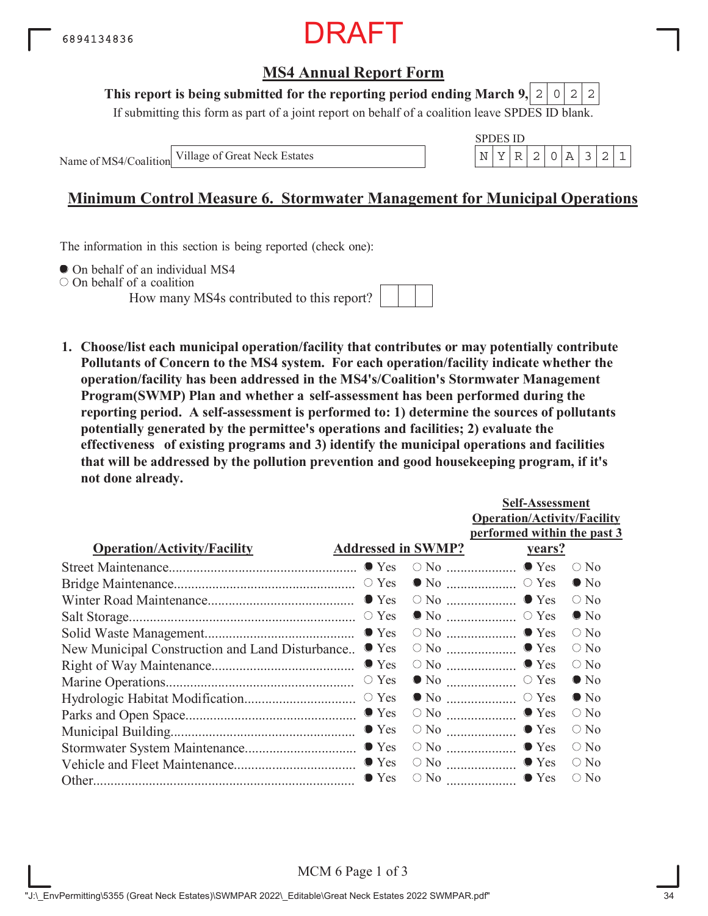6894134836

DRAFT

## MS4 Annual Report Form

**This report is being submitted for the reporting period ending March 9,** 2022

If submitting this form as part of a joint report on behalf of a coalition leave SPDES ID blank.

Name of MS4/Coalition: Village of Great Neck Estates

SPDES ID: NYR20A321

## Minimum Control Measure 6. Stormwater Management for Municipal Operations

The information in this section is being reported (check one):

- ● On behalf of an individual MS4
- ○ On behalf of a coalition

How many MS4s contributed to this report?

**1. Choose/list each municipal operation/facility that contributes or may potentially contribute Pollutants of Concern to the MS4 system. For each operation/facility indicate whether the operation/facility has been addressed in the MS4's/Coalition's Stormwater Management Program(SWMP) Plan and whether a self-assessment has been performed during the reporting period. A self-assessment is performed to: 1) determine the sources of pollutants potentially generated by the permittee's operations and facilities; 2) evaluate the effectiveness of existing programs and 3) identify the municipal operations and facilities that will be addressed by the pollution prevention and good housekeeping program, if it's not done already.**

| Operation/Activity/Facility | Addressed in SWMP? | Self-Assessment Operation/Activity/Facility performed within the past 3 years? |
|---|---|---|
| Street Maintenance | Yes | Yes |
| Bridge Maintenance | No | No |
| Winter Road Maintenance | Yes | Yes |
| Salt Storage | No | No |
| Solid Waste Management | Yes | Yes |
| New Municipal Construction and Land Disturbance | Yes | Yes |
| Right of Way Maintenance | Yes | Yes |
| Marine Operations | No | No |
| Hydrologic Habitat Modification | No | No |
| Parks and Open Space | Yes | Yes |
| Municipal Building | Yes | Yes |
| Stormwater System Maintenance | Yes | Yes |
| Vehicle and Fleet Maintenance | Yes | Yes |
| Other | Yes | Yes |

"J:\_EnvPermitting\5355 (Great Neck Estates)\SWMPAR 2022\_Editable\Great Neck Estates 2022 SWMPAR.pdf"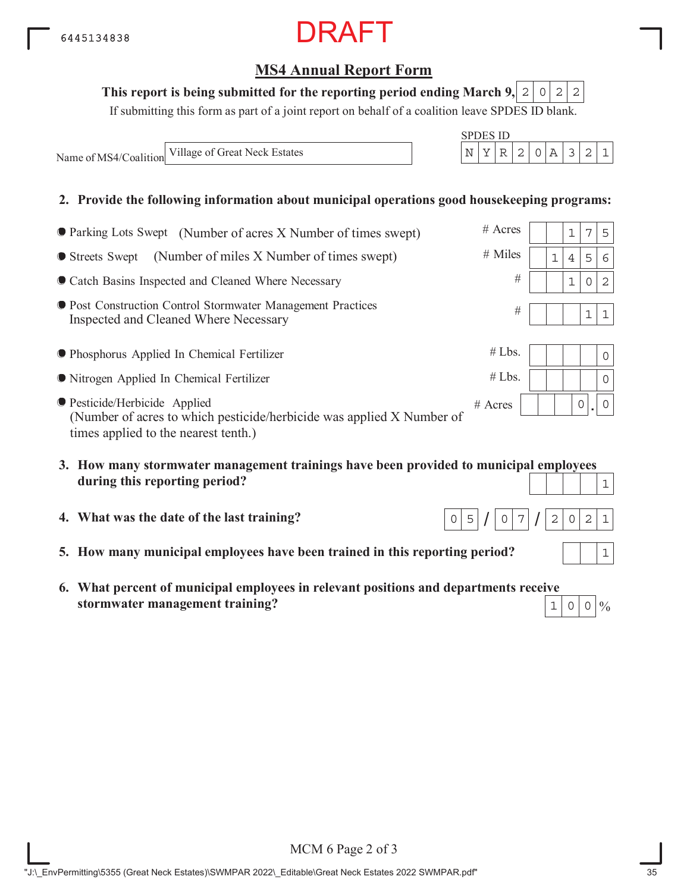6445134838

DRAFT

## MS4 Annual Report Form

**This report is being submitted for the reporting period ending March 9,** 2022

If submitting this form as part of a joint report on behalf of a coalition leave SPDES ID blank.

Name of MS4/Coalition: Village of Great Neck Estates

SPDES ID: NYR20A321

**2. Provide the following information about municipal operations good housekeeping programs:**

| Item | Unit | Value |
|---|---|---|
| Parking Lots Swept (Number of acres X Number of times swept) | # Acres | 175 |
| Streets Swept (Number of miles X Number of times swept) | # Miles | 1456 |
| Catch Basins Inspected and Cleaned Where Necessary | # | 102 |
| Post Construction Control Stormwater Management Practices Inspected and Cleaned Where Necessary | # | 11 |
| Phosphorus Applied In Chemical Fertilizer | # Lbs. | 0 |
| Nitrogen Applied In Chemical Fertilizer | # Lbs. | 0 |
| Pesticide/Herbicide Applied (Number of acres to which pesticide/herbicide was applied X Number of times applied to the nearest tenth.) | # Acres | 0.0 |

**3. How many stormwater management trainings have been provided to municipal employees during this reporting period?** 1

**4. What was the date of the last training?** 05/07/2021

**5. How many municipal employees have been trained in this reporting period?** 1

**6. What percent of municipal employees in relevant positions and departments receive stormwater management training?** 100%

MCM 6 Page 2 of 3

"J:\_EnvPermitting\5355 (Great Neck Estates)\SWMPAR 2022\_Editable\Great Neck Estates 2022 SWMPAR.pdf"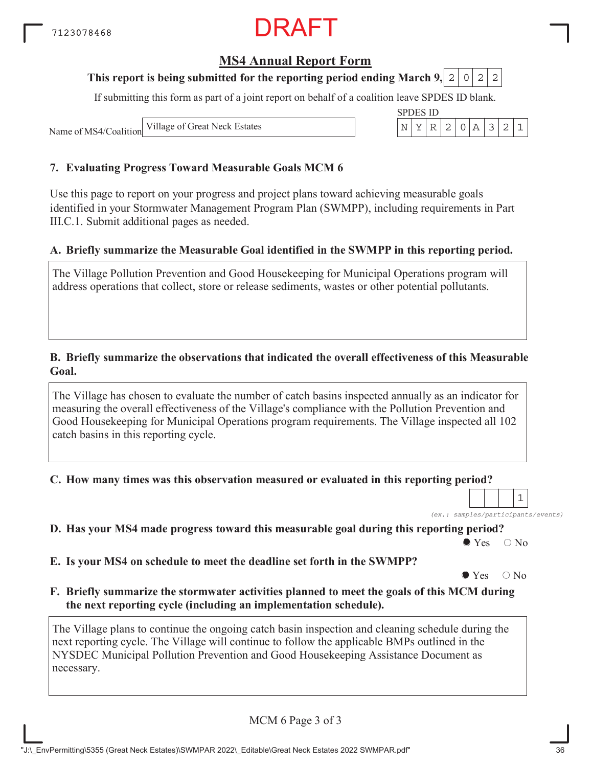DRAFT

# MS4 Annual Report Form

**This report is being submitted for the reporting period ending March 9,** 2022

If submitting this form as part of a joint report on behalf of a coalition leave SPDES ID blank.

Name of MS4/Coalition: Village of Great Neck Estates

SPDES ID: NYR20A321

## 7. Evaluating Progress Toward Measurable Goals MCM 6

Use this page to report on your progress and project plans toward achieving measurable goals identified in your Stormwater Management Program Plan (SWMPP), including requirements in Part III.C.1. Submit additional pages as needed.

### A. Briefly summarize the Measurable Goal identified in the SWMPP in this reporting period.

The Village Pollution Prevention and Good Housekeeping for Municipal Operations program will address operations that collect, store or release sediments, wastes or other potential pollutants.

### B. Briefly summarize the observations that indicated the overall effectiveness of this Measurable Goal.

The Village has chosen to evaluate the number of catch basins inspected annually as an indicator for measuring the overall effectiveness of the Village's compliance with the Pollution Prevention and Good Housekeeping for Municipal Operations program requirements. The Village inspected all 102 catch basins in this reporting cycle.

### C. How many times was this observation measured or evaluated in this reporting period?

1

*(ex.: samples/participants/events)*

### D. Has your MS4 made progress toward this measurable goal during this reporting period?

● Yes ○ No

### E. Is your MS4 on schedule to meet the deadline set forth in the SWMPP?

● Yes ○ No

### F. Briefly summarize the stormwater activities planned to meet the goals of this MCM during the next reporting cycle (including an implementation schedule).

The Village plans to continue the ongoing catch basin inspection and cleaning schedule during the next reporting cycle. The Village will continue to follow the applicable BMPs outlined in the NYSDEC Municipal Pollution Prevention and Good Housekeeping Assistance Document as necessary.